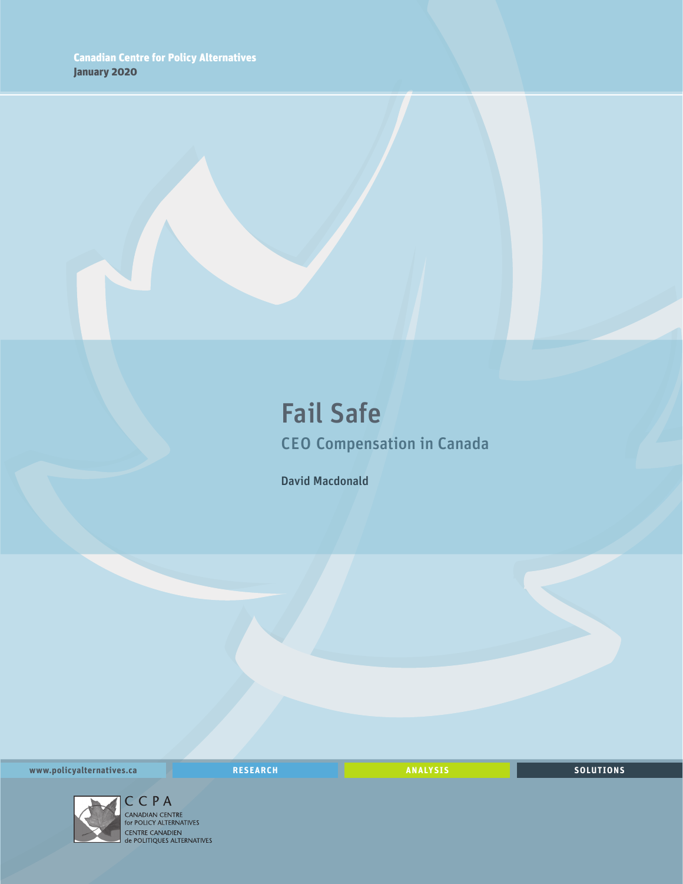Canadian Centre for Policy Alternatives
January 2020

# Fail Safe

## CEO Compensation in Canada

David Macdonald

www.policyalternatives.ca RESEARCH ANALYSIS SOLUTIONS

CCPA
CANADIAN CENTRE for POLICY ALTERNATIVES
CENTRE CANADIEN de POLITIQUES ALTERNATIVES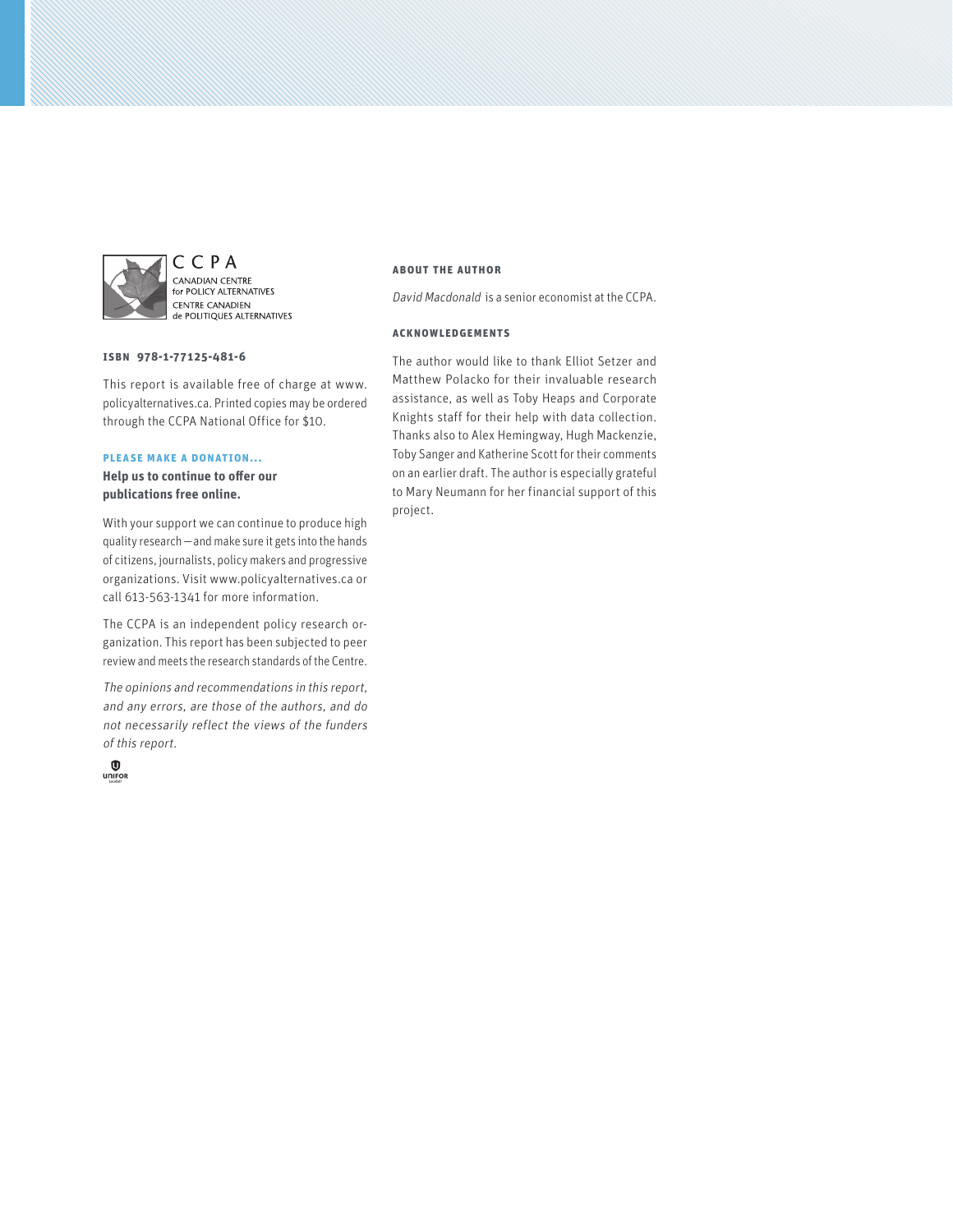CCPA
CANADIAN CENTRE
for POLICY ALTERNATIVES
CENTRE CANADIEN
de POLITIQUES ALTERNATIVES

**ISBN 978-1-77125-481-6**

This report is available free of charge at www.policyalternatives.ca. Printed copies may be ordered through the CCPA National Office for $10.

**PLEASE MAKE A DONATION...**

**Help us to continue to offer our publications free online.**

With your support we can continue to produce high quality research — and make sure it gets into the hands of citizens, journalists, policy makers and progressive organizations. Visit www.policyalternatives.ca or call 613-563-1341 for more information.

The CCPA is an independent policy research organization. This report has been subjected to peer review and meets the research standards of the Centre.

*The opinions and recommendations in this report, and any errors, are those of the authors, and do not necessarily reflect the views of the funders of this report.*

UNIFOR

**ABOUT THE AUTHOR**

*David Macdonald* is a senior economist at the CCPA.

**ACKNOWLEDGEMENTS**

The author would like to thank Elliot Setzer and Matthew Polacko for their invaluable research assistance, as well as Toby Heaps and Corporate Knights staff for their help with data collection. Thanks also to Alex Hemingway, Hugh Mackenzie, Toby Sanger and Katherine Scott for their comments on an earlier draft. The author is especially grateful to Mary Neumann for her financial support of this project.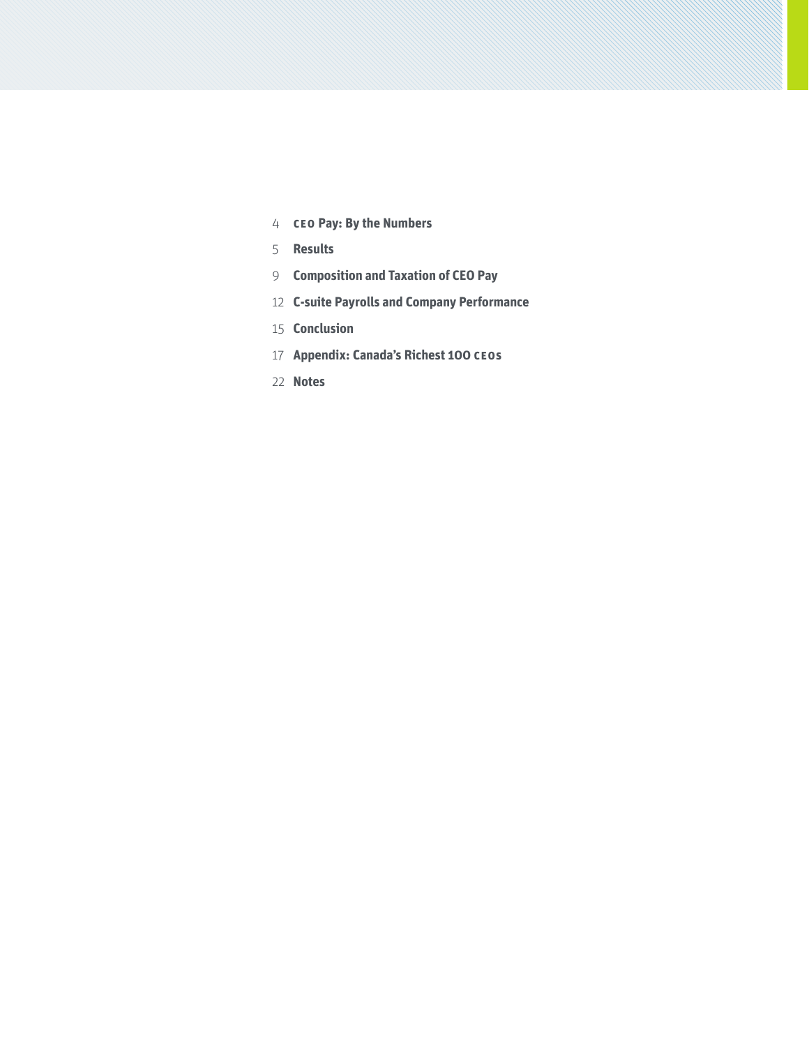4 **CEO Pay: By the Numbers**

5 **Results**

9 **Composition and Taxation of CEO Pay**

12 **C-suite Payrolls and Company Performance**

15 **Conclusion**

17 **Appendix: Canada's Richest 100 CEOs**

22 **Notes**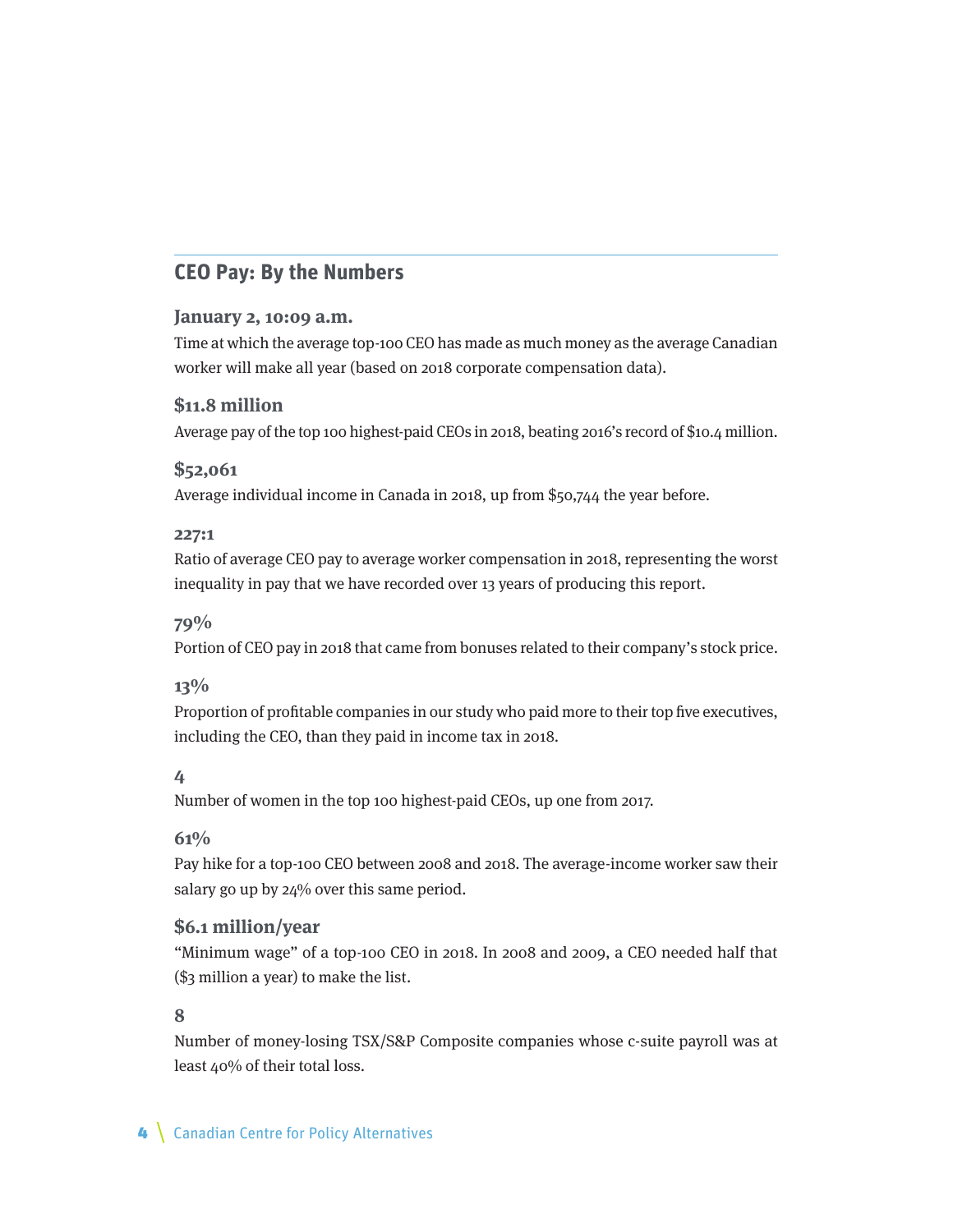## CEO Pay: By the Numbers

**January 2, 10:09 a.m.**

Time at which the average top-100 CEO has made as much money as the average Canadian worker will make all year (based on 2018 corporate compensation data).

**$11.8 million**

Average pay of the top 100 highest-paid CEOs in 2018, beating 2016's record of $10.4 million.

**$52,061**

Average individual income in Canada in 2018, up from $50,744 the year before.

**227:1**

Ratio of average CEO pay to average worker compensation in 2018, representing the worst inequality in pay that we have recorded over 13 years of producing this report.

**79%**

Portion of CEO pay in 2018 that came from bonuses related to their company's stock price.

**13%**

Proportion of profitable companies in our study who paid more to their top five executives, including the CEO, than they paid in income tax in 2018.

**4**

Number of women in the top 100 highest-paid CEOs, up one from 2017.

**61%**

Pay hike for a top-100 CEO between 2008 and 2018. The average-income worker saw their salary go up by 24% over this same period.

**$6.1 million/year**

"Minimum wage" of a top-100 CEO in 2018. In 2008 and 2009, a CEO needed half that ($3 million a year) to make the list.

**8**

Number of money-losing TSX/S&P Composite companies whose c-suite payroll was at least 40% of their total loss.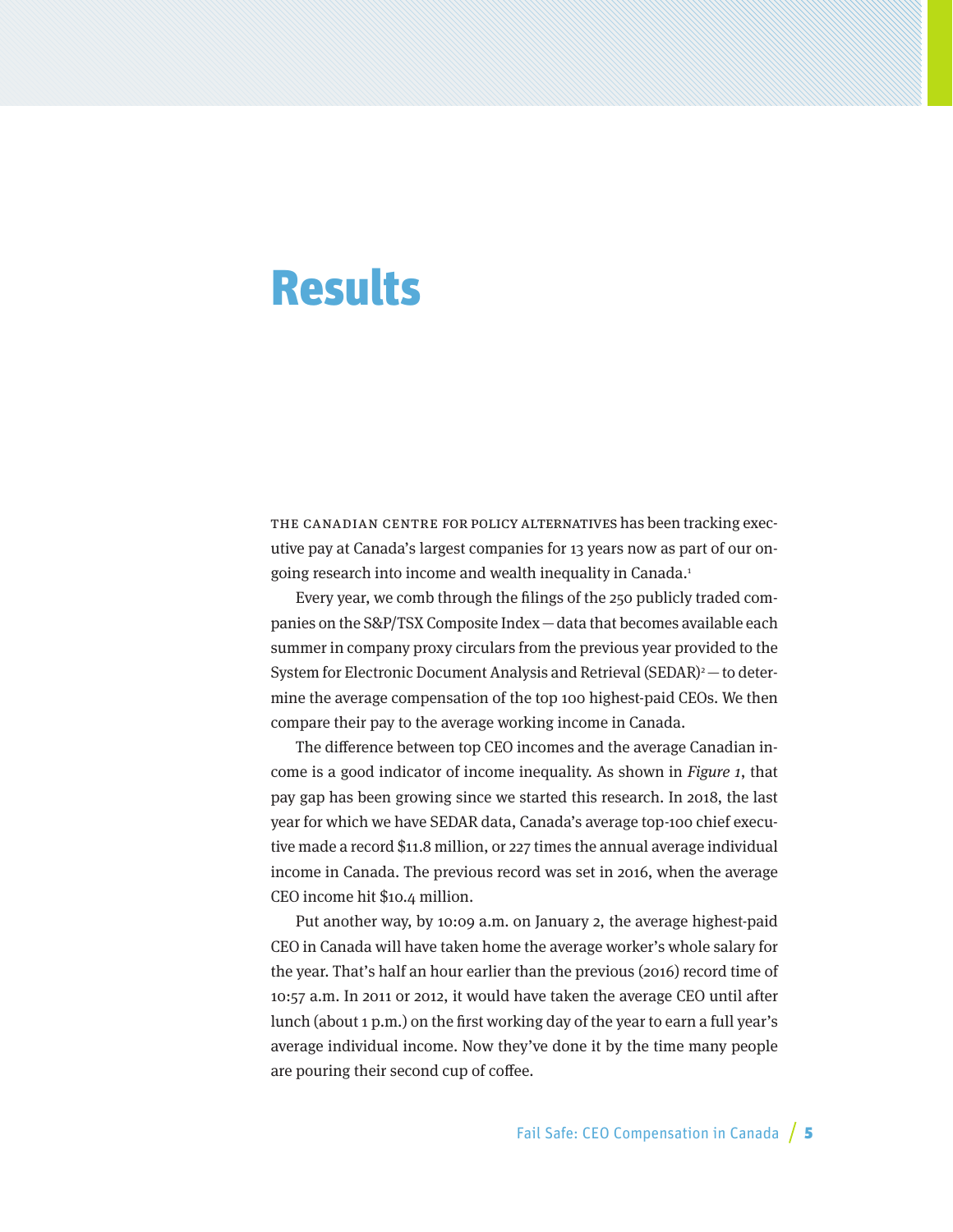# Results

THE CANADIAN CENTRE FOR POLICY ALTERNATIVES has been tracking executive pay at Canada's largest companies for 13 years now as part of our ongoing research into income and wealth inequality in Canada.[1]

Every year, we comb through the filings of the 250 publicly traded companies on the S&P/TSX Composite Index — data that becomes available each summer in company proxy circulars from the previous year provided to the System for Electronic Document Analysis and Retrieval (SEDAR)[2] — to determine the average compensation of the top 100 highest-paid CEOs. We then compare their pay to the average working income in Canada.

The difference between top CEO incomes and the average Canadian income is a good indicator of income inequality. As shown in *Figure 1*, that pay gap has been growing since we started this research. In 2018, the last year for which we have SEDAR data, Canada's average top-100 chief executive made a record $11.8 million, or 227 times the annual average individual income in Canada. The previous record was set in 2016, when the average CEO income hit $10.4 million.

Put another way, by 10:09 a.m. on January 2, the average highest-paid CEO in Canada will have taken home the average worker's whole salary for the year. That's half an hour earlier than the previous (2016) record time of 10:57 a.m. In 2011 or 2012, it would have taken the average CEO until after lunch (about 1 p.m.) on the first working day of the year to earn a full year's average individual income. Now they've done it by the time many people are pouring their second cup of coffee.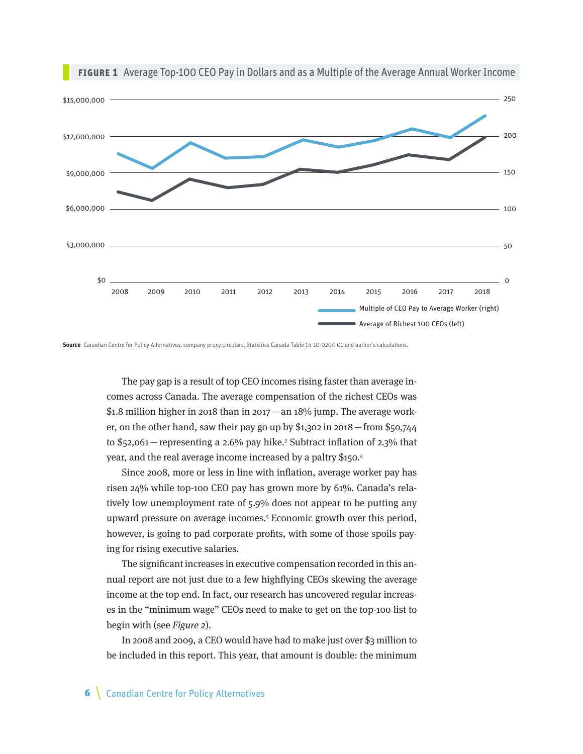**FIGURE 1** Average Top-100 CEO Pay in Dollars and as a Multiple of the Average Annual Worker Income

**Source** Canadian Centre for Policy Alternatives, company proxy circulars, Statistics Canada Table 14-10-0204-01 and author's calculations.

The pay gap is a result of top CEO incomes rising faster than average incomes across Canada. The average compensation of the richest CEOs was $1.8 million higher in 2018 than in 2017—an 18% jump. The average worker, on the other hand, saw their pay go up by $1,302 in 2018—from $50,744 to $52,061—representing a 2.6% pay hike.[3] Subtract inflation of 2.3% that year, and the real average income increased by a paltry $150.[4]

Since 2008, more or less in line with inflation, average worker pay has risen 24% while top-100 CEO pay has grown more by 61%. Canada's relatively low unemployment rate of 5.9% does not appear to be putting any upward pressure on average incomes.[5] Economic growth over this period, however, is going to pad corporate profits, with some of those spoils paying for rising executive salaries.

The significant increases in executive compensation recorded in this annual report are not just due to a few highflying CEOs skewing the average income at the top end. In fact, our research has uncovered regular increases in the "minimum wage" CEOs need to make to get on the top-100 list to begin with (see *Figure 2*).

In 2008 and 2009, a CEO would have had to make just over $3 million to be included in this report. This year, that amount is double: the minimum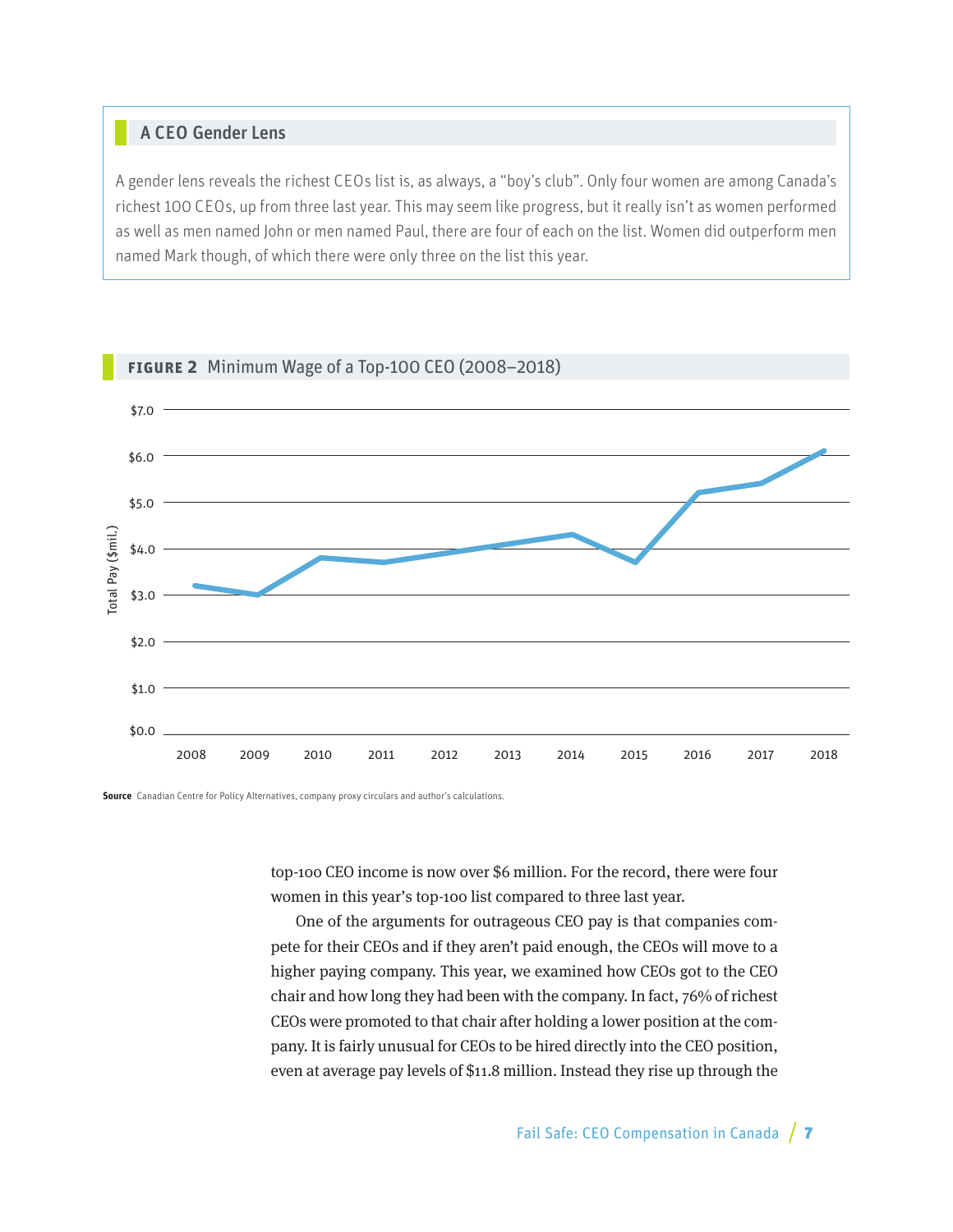## A CEO Gender Lens

A gender lens reveals the richest CEOs list is, as always, a "boy's club". Only four women are among Canada's richest 100 CEOs, up from three last year. This may seem like progress, but it really isn't as women performed as well as men named John or men named Paul, there are four of each on the list. Women did outperform men named Mark though, of which there were only three on the list this year.

**FIGURE 2** Minimum Wage of a Top-100 CEO (2008–2018)

**Source** Canadian Centre for Policy Alternatives, company proxy circulars and author's calculations.

top-100 CEO income is now over $6 million. For the record, there were four women in this year's top-100 list compared to three last year.

One of the arguments for outrageous CEO pay is that companies compete for their CEOs and if they aren't paid enough, the CEOs will move to a higher paying company. This year, we examined how CEOs got to the CEO chair and how long they had been with the company. In fact, 76% of richest CEOs were promoted to that chair after holding a lower position at the company. It is fairly unusual for CEOs to be hired directly into the CEO position, even at average pay levels of $11.8 million. Instead they rise up through the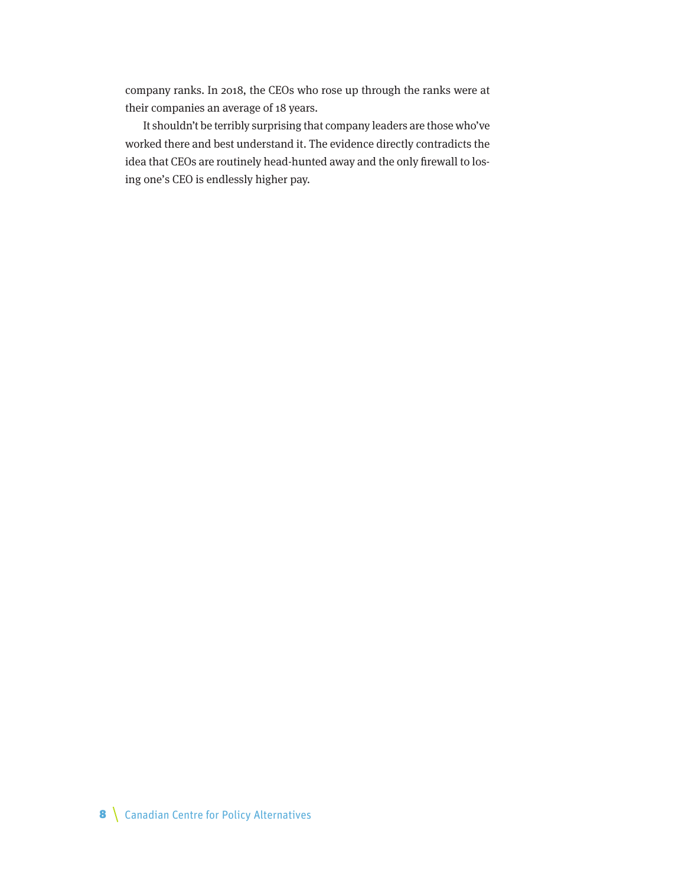company ranks. In 2018, the CEOs who rose up through the ranks were at their companies an average of 18 years.

It shouldn't be terribly surprising that company leaders are those who've worked there and best understand it. The evidence directly contradicts the idea that CEOs are routinely head-hunted away and the only firewall to losing one's CEO is endlessly higher pay.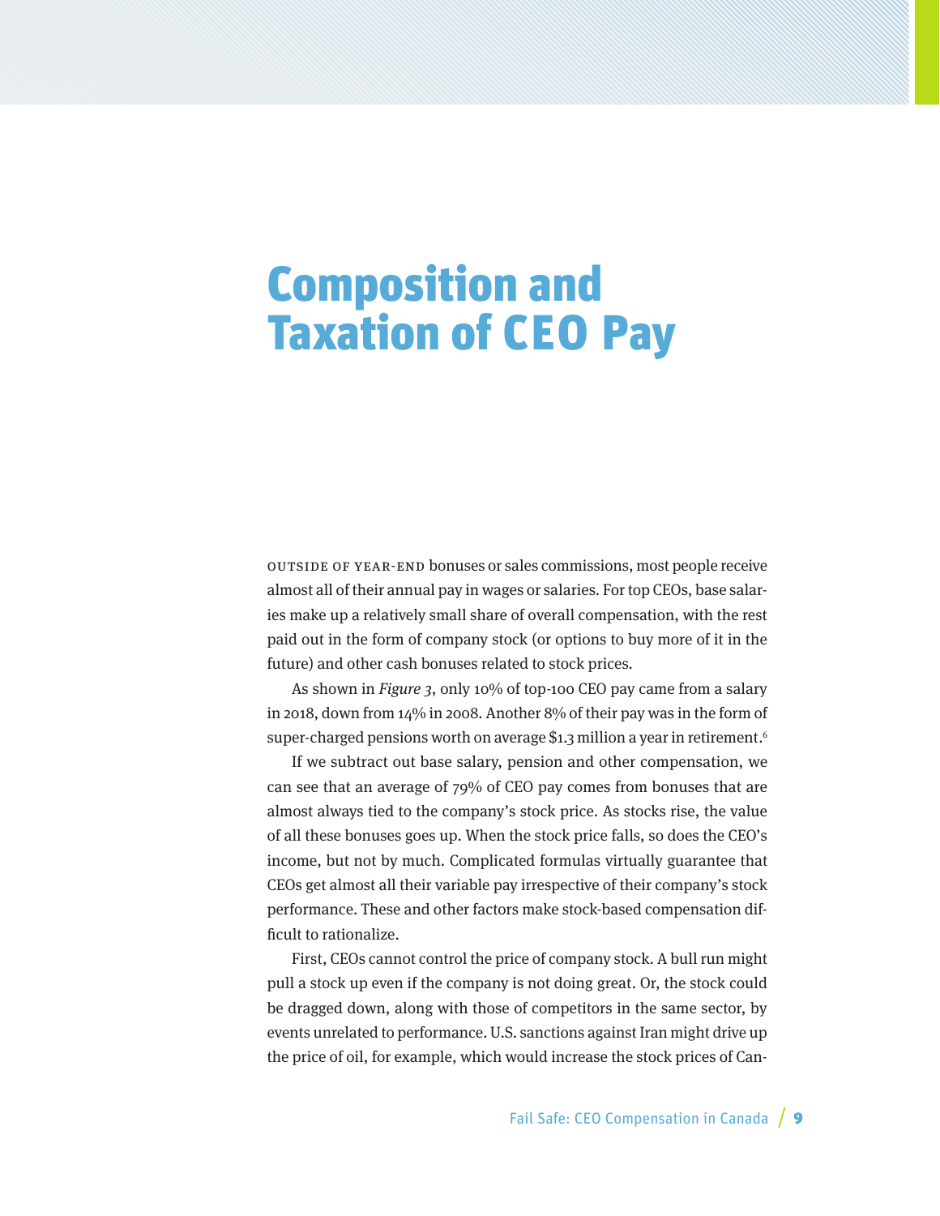# Composition and Taxation of CEO Pay

OUTSIDE OF YEAR-END bonuses or sales commissions, most people receive almost all of their annual pay in wages or salaries. For top CEOs, base salaries make up a relatively small share of overall compensation, with the rest paid out in the form of company stock (or options to buy more of it in the future) and other cash bonuses related to stock prices.

As shown in *Figure 3*, only 10% of top-100 CEO pay came from a salary in 2018, down from 14% in 2008. Another 8% of their pay was in the form of super-charged pensions worth on average $1.3 million a year in retirement.[6]

If we subtract out base salary, pension and other compensation, we can see that an average of 79% of CEO pay comes from bonuses that are almost always tied to the company's stock price. As stocks rise, the value of all these bonuses goes up. When the stock price falls, so does the CEO's income, but not by much. Complicated formulas virtually guarantee that CEOs get almost all their variable pay irrespective of their company's stock performance. These and other factors make stock-based compensation difficult to rationalize.

First, CEOs cannot control the price of company stock. A bull run might pull a stock up even if the company is not doing great. Or, the stock could be dragged down, along with those of competitors in the same sector, by events unrelated to performance. U.S. sanctions against Iran might drive up the price of oil, for example, which would increase the stock prices of Can-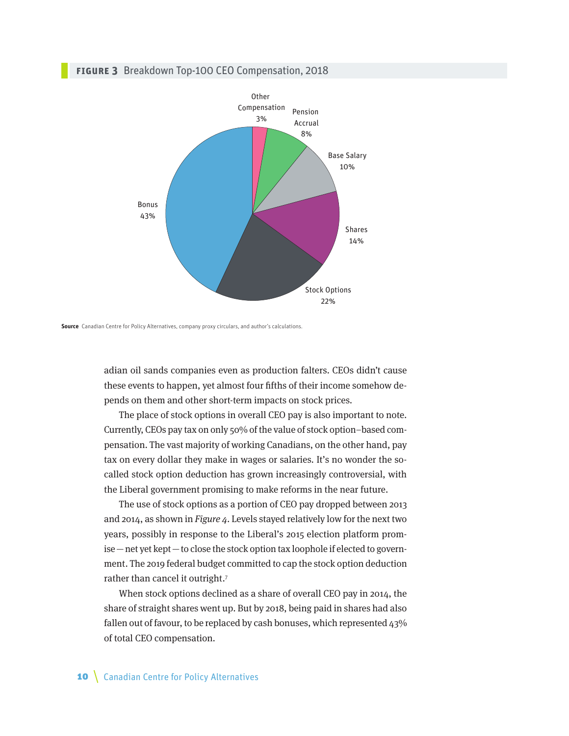**FIGURE 3** Breakdown Top-100 CEO Compensation, 2018

| Component | Share |
|---|---|
| Other Compensation | 3% |
| Pension Accrual | 8% |
| Base Salary | 10% |
| Shares | 14% |
| Stock Options | 22% |
| Bonus | 43% |

**Source** Canadian Centre for Policy Alternatives, company proxy circulars, and author's calculations.

adian oil sands companies even as production falters. CEOs didn't cause these events to happen, yet almost four fifths of their income somehow depends on them and other short-term impacts on stock prices.

The place of stock options in overall CEO pay is also important to note. Currently, CEOs pay tax on only 50% of the value of stock option–based compensation. The vast majority of working Canadians, on the other hand, pay tax on every dollar they make in wages or salaries. It's no wonder the so-called stock option deduction has grown increasingly controversial, with the Liberal government promising to make reforms in the near future.

The use of stock options as a portion of CEO pay dropped between 2013 and 2014, as shown in *Figure 4*. Levels stayed relatively low for the next two years, possibly in response to the Liberal's 2015 election platform promise — net yet kept — to close the stock option tax loophole if elected to government. The 2019 federal budget committed to cap the stock option deduction rather than cancel it outright.[7]

When stock options declined as a share of overall CEO pay in 2014, the share of straight shares went up. But by 2018, being paid in shares had also fallen out of favour, to be replaced by cash bonuses, which represented 43% of total CEO compensation.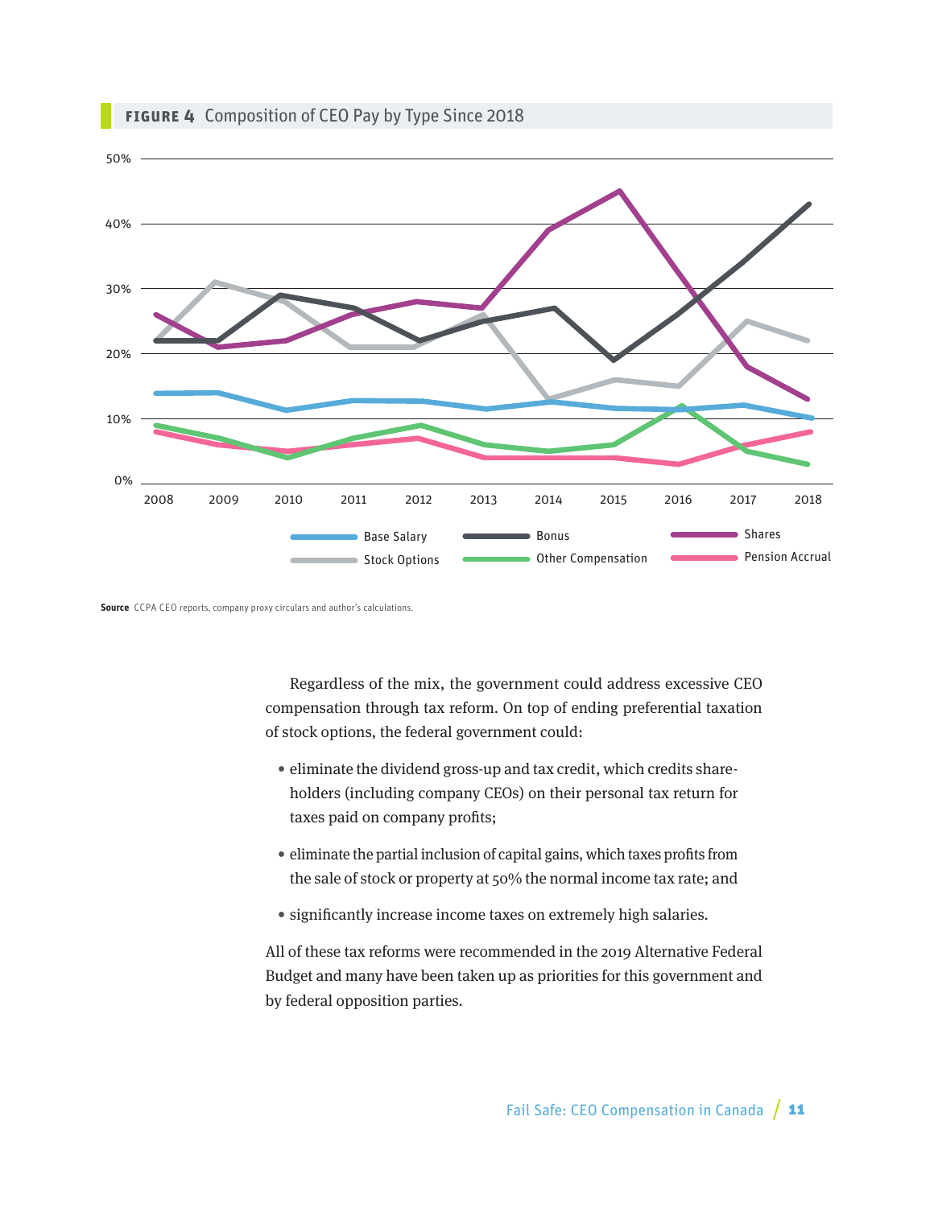**FIGURE 4** Composition of CEO Pay by Type Since 2018

**Source** CCPA CEO reports, company proxy circulars and author's calculations.

Regardless of the mix, the government could address excessive CEO compensation through tax reform. On top of ending preferential taxation of stock options, the federal government could:

- eliminate the dividend gross-up and tax credit, which credits shareholders (including company CEOs) on their personal tax return for taxes paid on company profits;
- eliminate the partial inclusion of capital gains, which taxes profits from the sale of stock or property at 50% the normal income tax rate; and
- significantly increase income taxes on extremely high salaries.

All of these tax reforms were recommended in the 2019 Alternative Federal Budget and many have been taken up as priorities for this government and by federal opposition parties.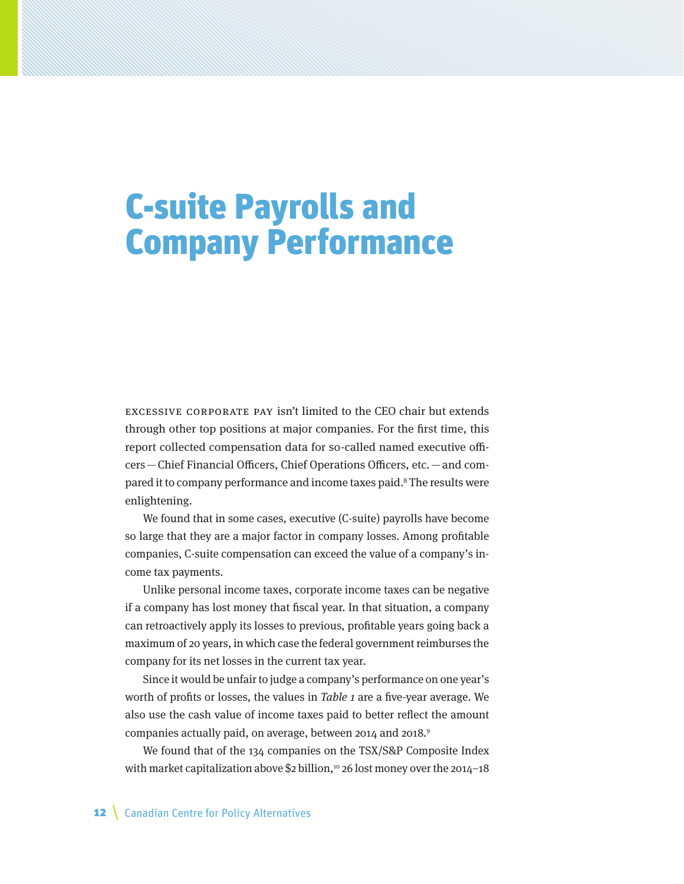# C-suite Payrolls and Company Performance

Excessive corporate pay isn't limited to the CEO chair but extends through other top positions at major companies. For the first time, this report collected compensation data for so-called named executive officers — Chief Financial Officers, Chief Operations Officers, etc. — and compared it to company performance and income taxes paid.[8] The results were enlightening.

We found that in some cases, executive (C-suite) payrolls have become so large that they are a major factor in company losses. Among profitable companies, C-suite compensation can exceed the value of a company's income tax payments.

Unlike personal income taxes, corporate income taxes can be negative if a company has lost money that fiscal year. In that situation, a company can retroactively apply its losses to previous, profitable years going back a maximum of 20 years, in which case the federal government reimburses the company for its net losses in the current tax year.

Since it would be unfair to judge a company's performance on one year's worth of profits or losses, the values in *Table 1* are a five-year average. We also use the cash value of income taxes paid to better reflect the amount companies actually paid, on average, between 2014 and 2018.[9]

We found that of the 134 companies on the TSX/S&P Composite Index with market capitalization above $2 billion,[10] 26 lost money over the 2014–18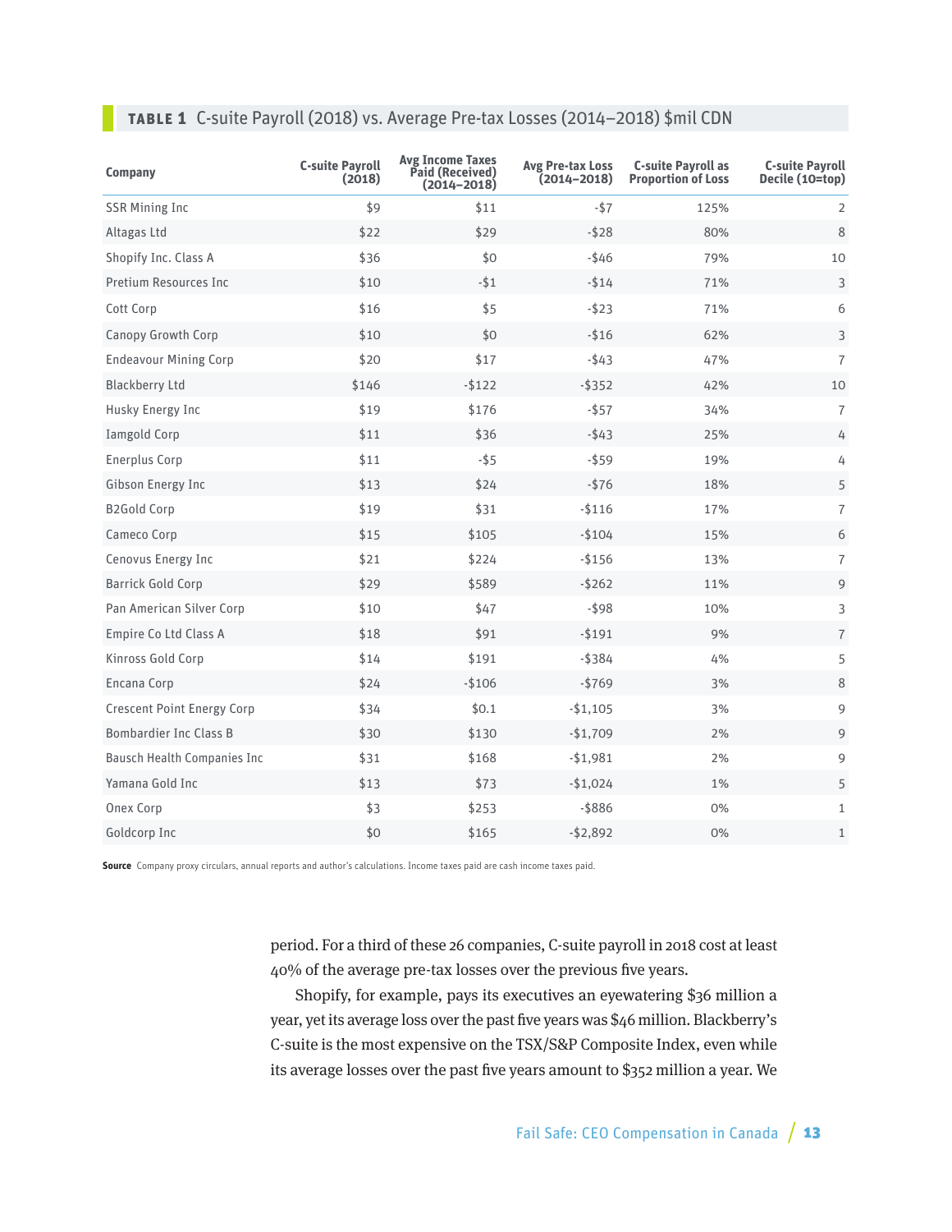**TABLE 1** C-suite Payroll (2018) vs. Average Pre-tax Losses (2014–2018) $mil CDN

| Company | C-suite Payroll (2018) | Avg Income Taxes Paid (Received) (2014–2018) | Avg Pre-tax Loss (2014–2018) | C-suite Payroll as Proportion of Loss | C-suite Payroll Decile (10=top) |
|---|---|---|---|---|---|
| SSR Mining Inc | $9 | $11 | -$7 | 125% | 2 |
| Altagas Ltd | $22 | $29 | -$28 | 80% | 8 |
| Shopify Inc. Class A | $36 | $0 | -$46 | 79% | 10 |
| Pretium Resources Inc | $10 | -$1 | -$14 | 71% | 3 |
| Cott Corp | $16 | $5 | -$23 | 71% | 6 |
| Canopy Growth Corp | $10 | $0 | -$16 | 62% | 3 |
| Endeavour Mining Corp | $20 | $17 | -$43 | 47% | 7 |
| Blackberry Ltd | $146 | -$122 | -$352 | 42% | 10 |
| Husky Energy Inc | $19 | $176 | -$57 | 34% | 7 |
| Iamgold Corp | $11 | $36 | -$43 | 25% | 4 |
| Enerplus Corp | $11 | -$5 | -$59 | 19% | 4 |
| Gibson Energy Inc | $13 | $24 | -$76 | 18% | 5 |
| B2Gold Corp | $19 | $31 | -$116 | 17% | 7 |
| Cameco Corp | $15 | $105 | -$104 | 15% | 6 |
| Cenovus Energy Inc | $21 | $224 | -$156 | 13% | 7 |
| Barrick Gold Corp | $29 | $589 | -$262 | 11% | 9 |
| Pan American Silver Corp | $10 | $47 | -$98 | 10% | 3 |
| Empire Co Ltd Class A | $18 | $91 | -$191 | 9% | 7 |
| Kinross Gold Corp | $14 | $191 | -$384 | 4% | 5 |
| Encana Corp | $24 | -$106 | -$769 | 3% | 8 |
| Crescent Point Energy Corp | $34 | $0.1 | -$1,105 | 3% | 9 |
| Bombardier Inc Class B | $30 | $130 | -$1,709 | 2% | 9 |
| Bausch Health Companies Inc | $31 | $168 | -$1,981 | 2% | 9 |
| Yamana Gold Inc | $13 | $73 | -$1,024 | 1% | 5 |
| Onex Corp | $3 | $253 | -$886 | 0% | 1 |
| Goldcorp Inc | $0 | $165 | -$2,892 | 0% | 1 |

**Source** Company proxy circulars, annual reports and author's calculations. Income taxes paid are cash income taxes paid.

period. For a third of these 26 companies, C-suite payroll in 2018 cost at least 40% of the average pre-tax losses over the previous five years.

Shopify, for example, pays its executives an eyewatering $36 million a year, yet its average loss over the past five years was $46 million. Blackberry's C-suite is the most expensive on the TSX/S&P Composite Index, even while its average losses over the past five years amount to $352 million a year. We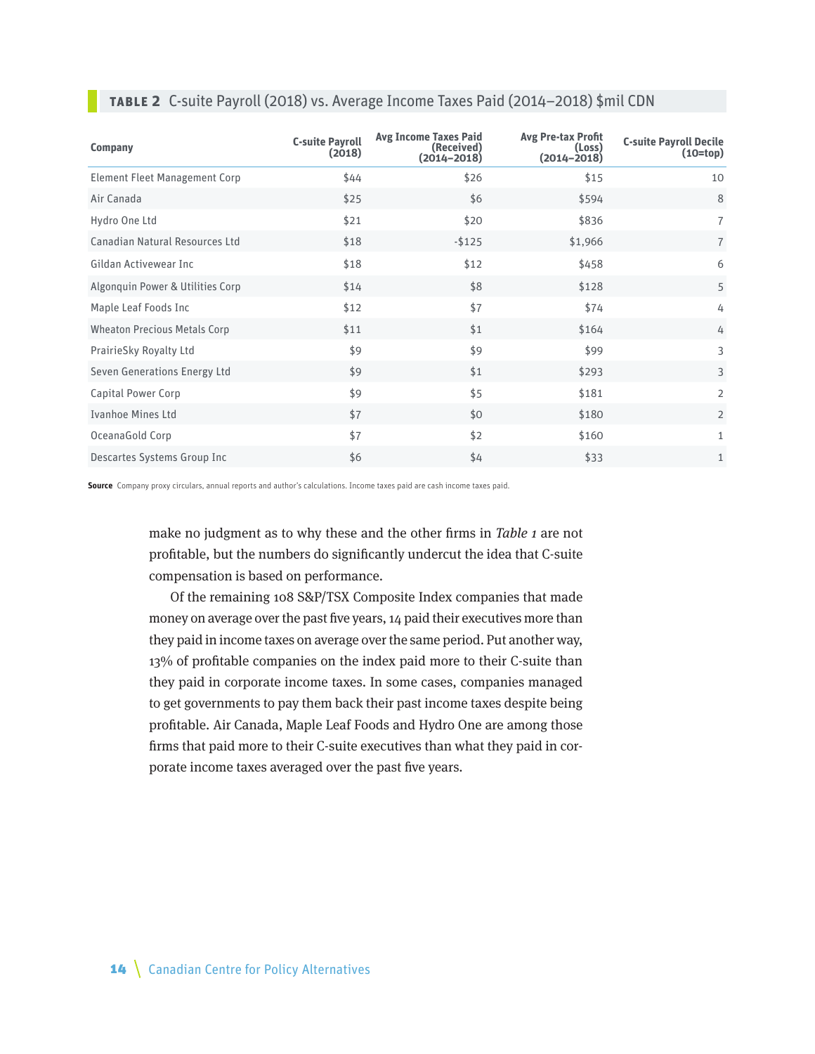**TABLE 2** C-suite Payroll (2018) vs. Average Income Taxes Paid (2014–2018) $mil CDN

| Company | C-suite Payroll (2018) | Avg Income Taxes Paid (Received) (2014–2018) | Avg Pre-tax Profit (Loss) (2014–2018) | C-suite Payroll Decile (10=top) |
|---|---|---|---|---|
| Element Fleet Management Corp | $44 | $26 | $15 | 10 |
| Air Canada | $25 | $6 | $594 | 8 |
| Hydro One Ltd | $21 | $20 | $836 | 7 |
| Canadian Natural Resources Ltd | $18 | -$125 | $1,966 | 7 |
| Gildan Activewear Inc | $18 | $12 | $458 | 6 |
| Algonquin Power & Utilities Corp | $14 | $8 | $128 | 5 |
| Maple Leaf Foods Inc | $12 | $7 | $74 | 4 |
| Wheaton Precious Metals Corp | $11 | $1 | $164 | 4 |
| PrairieSky Royalty Ltd | $9 | $9 | $99 | 3 |
| Seven Generations Energy Ltd | $9 | $1 | $293 | 3 |
| Capital Power Corp | $9 | $5 | $181 | 2 |
| Ivanhoe Mines Ltd | $7 | $0 | $180 | 2 |
| OceanaGold Corp | $7 | $2 | $160 | 1 |
| Descartes Systems Group Inc | $6 | $4 | $33 | 1 |

**Source** Company proxy circulars, annual reports and author's calculations. Income taxes paid are cash income taxes paid.

make no judgment as to why these and the other firms in *Table 1* are not profitable, but the numbers do significantly undercut the idea that C-suite compensation is based on performance.

Of the remaining 108 S&P/TSX Composite Index companies that made money on average over the past five years, 14 paid their executives more than they paid in income taxes on average over the same period. Put another way, 13% of profitable companies on the index paid more to their C-suite than they paid in corporate income taxes. In some cases, companies managed to get governments to pay them back their past income taxes despite being profitable. Air Canada, Maple Leaf Foods and Hydro One are among those firms that paid more to their C-suite executives than what they paid in corporate income taxes averaged over the past five years.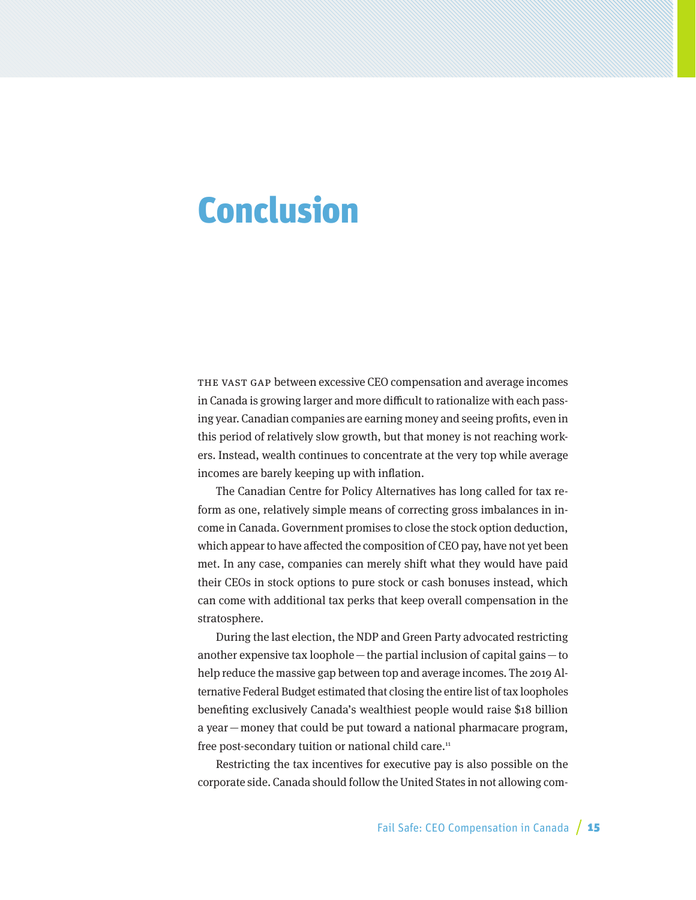# Conclusion

THE VAST GAP between excessive CEO compensation and average incomes in Canada is growing larger and more difficult to rationalize with each passing year. Canadian companies are earning money and seeing profits, even in this period of relatively slow growth, but that money is not reaching workers. Instead, wealth continues to concentrate at the very top while average incomes are barely keeping up with inflation.

The Canadian Centre for Policy Alternatives has long called for tax reform as one, relatively simple means of correcting gross imbalances in income in Canada. Government promises to close the stock option deduction, which appear to have affected the composition of CEO pay, have not yet been met. In any case, companies can merely shift what they would have paid their CEOs in stock options to pure stock or cash bonuses instead, which can come with additional tax perks that keep overall compensation in the stratosphere.

During the last election, the NDP and Green Party advocated restricting another expensive tax loophole — the partial inclusion of capital gains — to help reduce the massive gap between top and average incomes. The 2019 Alternative Federal Budget estimated that closing the entire list of tax loopholes benefiting exclusively Canada's wealthiest people would raise $18 billion a year — money that could be put toward a national pharmacare program, free post-secondary tuition or national child care.[11]

Restricting the tax incentives for executive pay is also possible on the corporate side. Canada should follow the United States in not allowing com-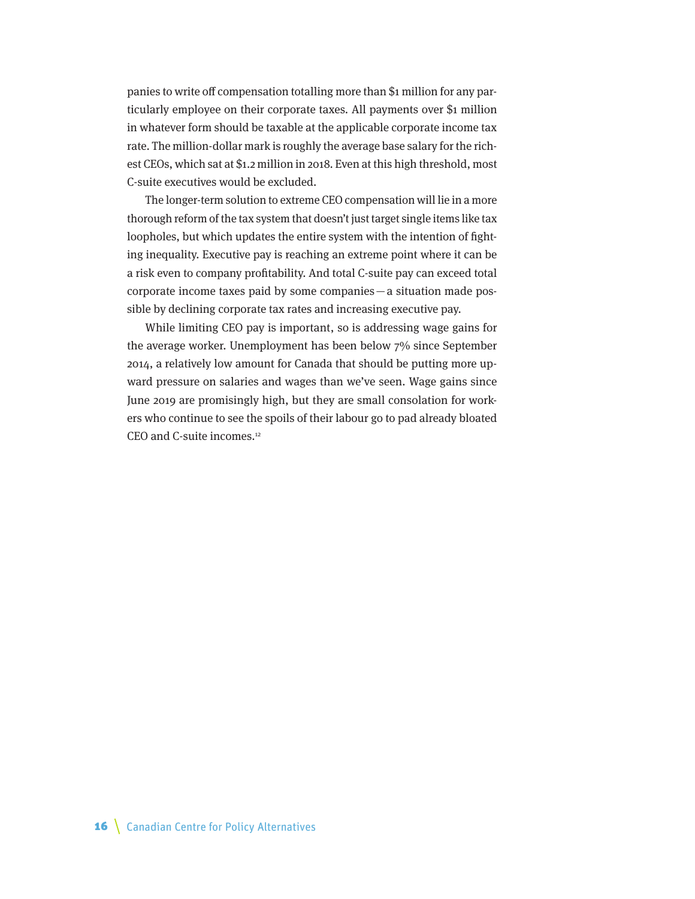panies to write off compensation totalling more than $1 million for any particularly employee on their corporate taxes. All payments over $1 million in whatever form should be taxable at the applicable corporate income tax rate. The million-dollar mark is roughly the average base salary for the richest CEOs, which sat at $1.2 million in 2018. Even at this high threshold, most C-suite executives would be excluded.

The longer-term solution to extreme CEO compensation will lie in a more thorough reform of the tax system that doesn't just target single items like tax loopholes, but which updates the entire system with the intention of fighting inequality. Executive pay is reaching an extreme point where it can be a risk even to company profitability. And total C-suite pay can exceed total corporate income taxes paid by some companies—a situation made possible by declining corporate tax rates and increasing executive pay.

While limiting CEO pay is important, so is addressing wage gains for the average worker. Unemployment has been below 7% since September 2014, a relatively low amount for Canada that should be putting more upward pressure on salaries and wages than we've seen. Wage gains since June 2019 are promisingly high, but they are small consolation for workers who continue to see the spoils of their labour go to pad already bloated CEO and C-suite incomes.[12]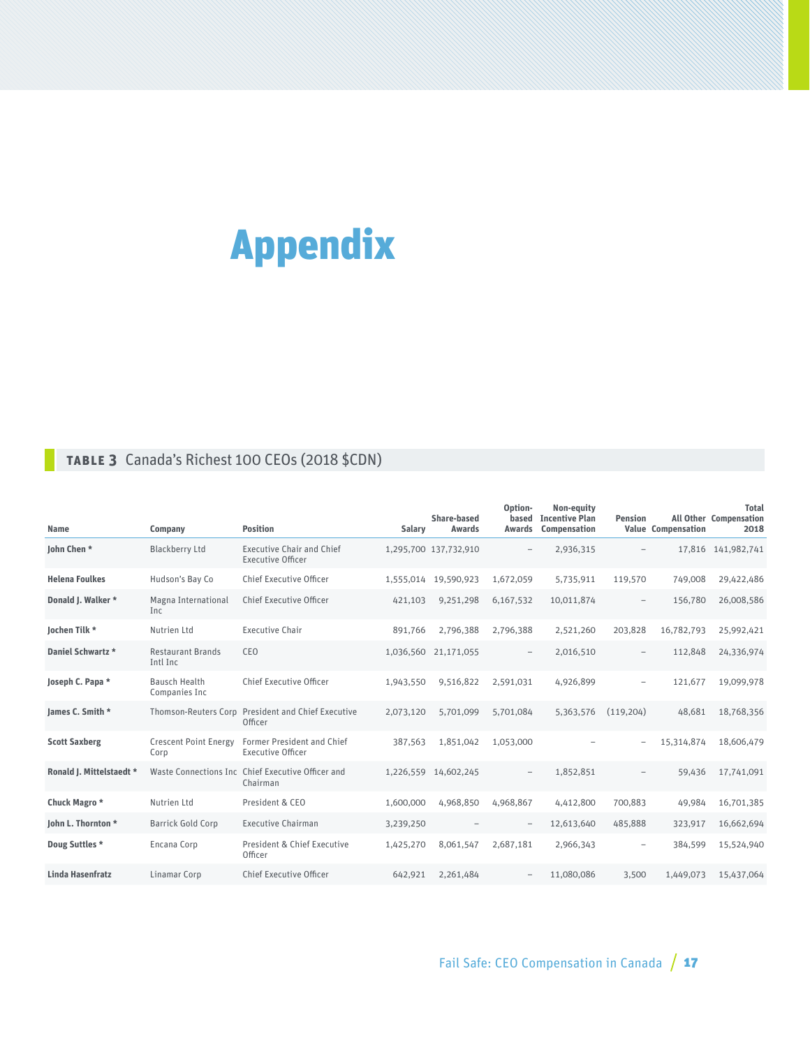# Appendix

**TABLE 3** Canada's Richest 100 CEOs (2018 $CDN)

| Name | Company | Position | Salary | Share-based Awards | Option-based Awards | Non-equity Incentive Plan Compensation | Pension Value | All Other Compensation | Total Compensation 2018 |
|---|---|---|---|---|---|---|---|---|---|
| **John Chen *** | Blackberry Ltd | Executive Chair and Chief Executive Officer | 1,295,700 | 137,732,910 | – | 2,936,315 | – | 17,816 | 141,982,741 |
| **Helena Foulkes** | Hudson's Bay Co | Chief Executive Officer | 1,555,014 | 19,590,923 | 1,672,059 | 5,735,911 | 119,570 | 749,008 | 29,422,486 |
| **Donald J. Walker *** | Magna International Inc | Chief Executive Officer | 421,103 | 9,251,298 | 6,167,532 | 10,011,874 | – | 156,780 | 26,008,586 |
| **Jochen Tilk *** | Nutrien Ltd | Executive Chair | 891,766 | 2,796,388 | 2,796,388 | 2,521,260 | 203,828 | 16,782,793 | 25,992,421 |
| **Daniel Schwartz *** | Restaurant Brands Intl Inc | CEO | 1,036,560 | 21,171,055 | – | 2,016,510 | – | 112,848 | 24,336,974 |
| **Joseph C. Papa *** | Bausch Health Companies Inc | Chief Executive Officer | 1,943,550 | 9,516,822 | 2,591,031 | 4,926,899 | – | 121,677 | 19,099,978 |
| **James C. Smith *** | Thomson-Reuters Corp | President and Chief Executive Officer | 2,073,120 | 5,701,099 | 5,701,084 | 5,363,576 | (119,204) | 48,681 | 18,768,356 |
| **Scott Saxberg** | Crescent Point Energy Corp | Former President and Chief Executive Officer | 387,563 | 1,851,042 | 1,053,000 | – | – | 15,314,874 | 18,606,479 |
| **Ronald J. Mittelstaedt *** | Waste Connections Inc | Chief Executive Officer and Chairman | 1,226,559 | 14,602,245 | – | 1,852,851 | – | 59,436 | 17,741,091 |
| **Chuck Magro *** | Nutrien Ltd | President & CEO | 1,600,000 | 4,968,850 | 4,968,867 | 4,412,800 | 700,883 | 49,984 | 16,701,385 |
| **John L. Thornton *** | Barrick Gold Corp | Executive Chairman | 3,239,250 | – | – | 12,613,640 | 485,888 | 323,917 | 16,662,694 |
| **Doug Suttles *** | Encana Corp | President & Chief Executive Officer | 1,425,270 | 8,061,547 | 2,687,181 | 2,966,343 | – | 384,599 | 15,524,940 |
| **Linda Hasenfratz** | Linamar Corp | Chief Executive Officer | 642,921 | 2,261,484 | – | 11,080,086 | 3,500 | 1,449,073 | 15,437,064 |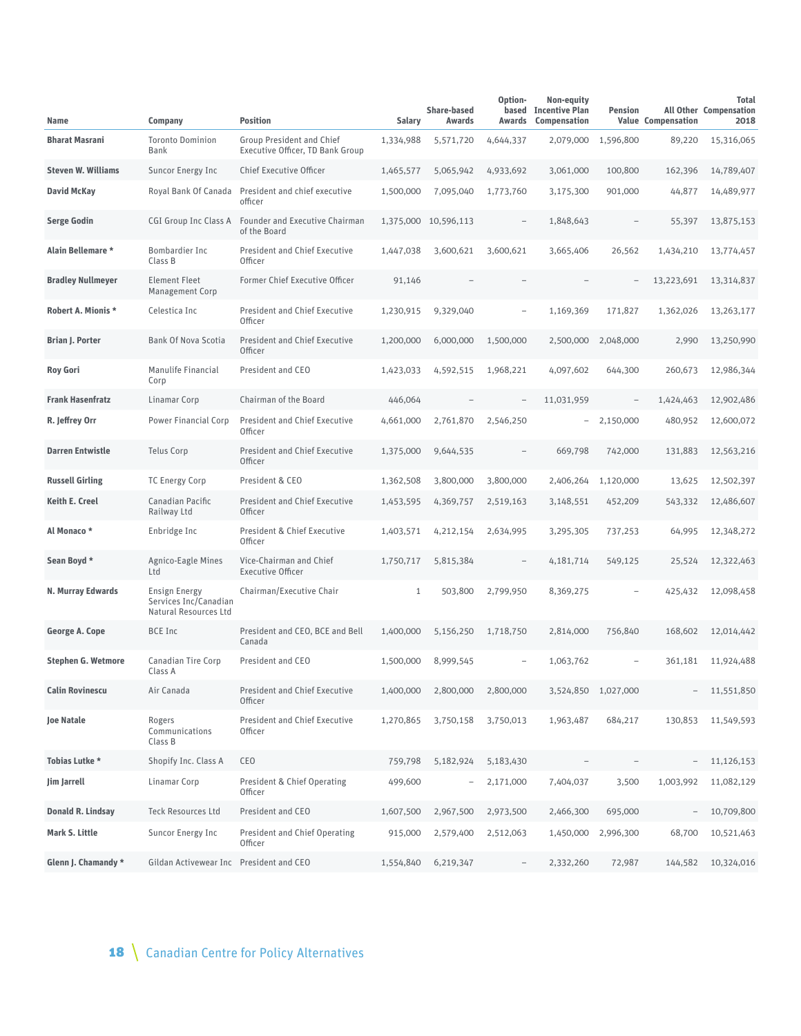| Name | Company | Position | Salary | Share-based Awards | Option-based Awards | Non-equity Incentive Plan Compensation | Pension Value | All Other Compensation | Total Compensation 2018 |
|---|---|---|---|---|---|---|---|---|---|
| **Bharat Masrani** | Toronto Dominion Bank | Group President and Chief Executive Officer, TD Bank Group | 1,334,988 | 5,571,720 | 4,644,337 | 2,079,000 | 1,596,800 | 89,220 | 15,316,065 |
| **Steven W. Williams** | Suncor Energy Inc | Chief Executive Officer | 1,465,577 | 5,065,942 | 4,933,692 | 3,061,000 | 100,800 | 162,396 | 14,789,407 |
| **David McKay** | Royal Bank Of Canada | President and chief executive officer | 1,500,000 | 7,095,040 | 1,773,760 | 3,175,300 | 901,000 | 44,877 | 14,489,977 |
| **Serge Godin** | CGI Group Inc Class A | Founder and Executive Chairman of the Board | 1,375,000 | 10,596,113 | – | 1,848,643 | – | 55,397 | 13,875,153 |
| **Alain Bellemare \*** | Bombardier Inc Class B | President and Chief Executive Officer | 1,447,038 | 3,600,621 | 3,600,621 | 3,665,406 | 26,562 | 1,434,210 | 13,774,457 |
| **Bradley Nullmeyer** | Element Fleet Management Corp | Former Chief Executive Officer | 91,146 | – | – | – | – | 13,223,691 | 13,314,837 |
| **Robert A. Mionis \*** | Celestica Inc | President and Chief Executive Officer | 1,230,915 | 9,329,040 | – | 1,169,369 | 171,827 | 1,362,026 | 13,263,177 |
| **Brian J. Porter** | Bank Of Nova Scotia | President and Chief Executive Officer | 1,200,000 | 6,000,000 | 1,500,000 | 2,500,000 | 2,048,000 | 2,990 | 13,250,990 |
| **Roy Gori** | Manulife Financial Corp | President and CEO | 1,423,033 | 4,592,515 | 1,968,221 | 4,097,602 | 644,300 | 260,673 | 12,986,344 |
| **Frank Hasenfratz** | Linamar Corp | Chairman of the Board | 446,064 | – | – | 11,031,959 | – | 1,424,463 | 12,902,486 |
| **R. Jeffrey Orr** | Power Financial Corp | President and Chief Executive Officer | 4,661,000 | 2,761,870 | 2,546,250 | – | 2,150,000 | 480,952 | 12,600,072 |
| **Darren Entwistle** | Telus Corp | President and Chief Executive Officer | 1,375,000 | 9,644,535 | – | 669,798 | 742,000 | 131,883 | 12,563,216 |
| **Russell Girling** | TC Energy Corp | President & CEO | 1,362,508 | 3,800,000 | 3,800,000 | 2,406,264 | 1,120,000 | 13,625 | 12,502,397 |
| **Keith E. Creel** | Canadian Pacific Railway Ltd | President and Chief Executive Officer | 1,453,595 | 4,369,757 | 2,519,163 | 3,148,551 | 452,209 | 543,332 | 12,486,607 |
| **Al Monaco \*** | Enbridge Inc | President & Chief Executive Officer | 1,403,571 | 4,212,154 | 2,634,995 | 3,295,305 | 737,253 | 64,995 | 12,348,272 |
| **Sean Boyd \*** | Agnico-Eagle Mines Ltd | Vice-Chairman and Chief Executive Officer | 1,750,717 | 5,815,384 | – | 4,181,714 | 549,125 | 25,524 | 12,322,463 |
| **N. Murray Edwards** | Ensign Energy Services Inc/Canadian Natural Resources Ltd | Chairman/Executive Chair | 1 | 503,800 | 2,799,950 | 8,369,275 | – | 425,432 | 12,098,458 |
| **George A. Cope** | BCE Inc | President and CEO, BCE and Bell Canada | 1,400,000 | 5,156,250 | 1,718,750 | 2,814,000 | 756,840 | 168,602 | 12,014,442 |
| **Stephen G. Wetmore** | Canadian Tire Corp Class A | President and CEO | 1,500,000 | 8,999,545 | – | 1,063,762 | – | 361,181 | 11,924,488 |
| **Calin Rovinescu** | Air Canada | President and Chief Executive Officer | 1,400,000 | 2,800,000 | 2,800,000 | 3,524,850 | 1,027,000 | – | 11,551,850 |
| **Joe Natale** | Rogers Communications Class B | President and Chief Executive Officer | 1,270,865 | 3,750,158 | 3,750,013 | 1,963,487 | 684,217 | 130,853 | 11,549,593 |
| **Tobias Lutke \*** | Shopify Inc. Class A | CEO | 759,798 | 5,182,924 | 5,183,430 | – | – | – | 11,126,153 |
| **Jim Jarrell** | Linamar Corp | President & Chief Operating Officer | 499,600 | – | 2,171,000 | 7,404,037 | 3,500 | 1,003,992 | 11,082,129 |
| **Donald R. Lindsay** | Teck Resources Ltd | President and CEO | 1,607,500 | 2,967,500 | 2,973,500 | 2,466,300 | 695,000 | – | 10,709,800 |
| **Mark S. Little** | Suncor Energy Inc | President and Chief Operating Officer | 915,000 | 2,579,400 | 2,512,063 | 1,450,000 | 2,996,300 | 68,700 | 10,521,463 |
| **Glenn J. Chamandy \*** | Gildan Activewear Inc | President and CEO | 1,554,840 | 6,219,347 | – | 2,332,260 | 72,987 | 144,582 | 10,324,016 |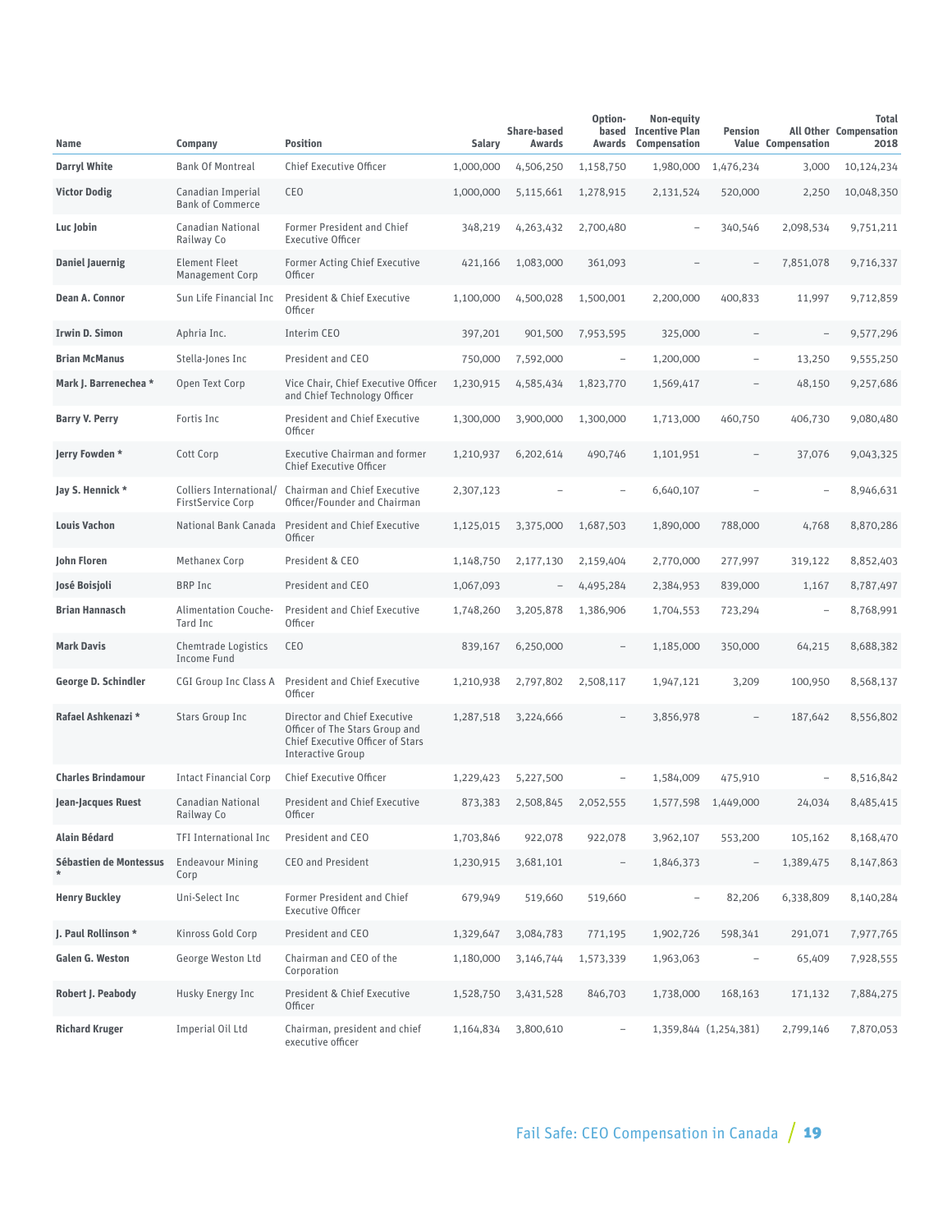| Name | Company | Position | Salary | Share-based Awards | Option-based Awards | Non-equity Incentive Plan Compensation | Pension Value | All Other Compensation | Total Compensation 2018 |
|---|---|---|---|---|---|---|---|---|---|
| **Darryl White** | Bank Of Montreal | Chief Executive Officer | 1,000,000 | 4,506,250 | 1,158,750 | 1,980,000 | 1,476,234 | 3,000 | 10,124,234 |
| **Victor Dodig** | Canadian Imperial Bank of Commerce | CEO | 1,000,000 | 5,115,661 | 1,278,915 | 2,131,524 | 520,000 | 2,250 | 10,048,350 |
| **Luc Jobin** | Canadian National Railway Co | Former President and Chief Executive Officer | 348,219 | 4,263,432 | 2,700,480 | – | 340,546 | 2,098,534 | 9,751,211 |
| **Daniel Jauernig** | Element Fleet Management Corp | Former Acting Chief Executive Officer | 421,166 | 1,083,000 | 361,093 | – | – | 7,851,078 | 9,716,337 |
| **Dean A. Connor** | Sun Life Financial Inc | President & Chief Executive Officer | 1,100,000 | 4,500,028 | 1,500,001 | 2,200,000 | 400,833 | 11,997 | 9,712,859 |
| **Irwin D. Simon** | Aphria Inc. | Interim CEO | 397,201 | 901,500 | 7,953,595 | 325,000 | – | – | 9,577,296 |
| **Brian McManus** | Stella-Jones Inc | President and CEO | 750,000 | 7,592,000 | – | 1,200,000 | – | 13,250 | 9,555,250 |
| **Mark J. Barrenechea *** | Open Text Corp | Vice Chair, Chief Executive Officer and Chief Technology Officer | 1,230,915 | 4,585,434 | 1,823,770 | 1,569,417 | – | 48,150 | 9,257,686 |
| **Barry V. Perry** | Fortis Inc | President and Chief Executive Officer | 1,300,000 | 3,900,000 | 1,300,000 | 1,713,000 | 460,750 | 406,730 | 9,080,480 |
| **Jerry Fowden *** | Cott Corp | Executive Chairman and former Chief Executive Officer | 1,210,937 | 6,202,614 | 490,746 | 1,101,951 | – | 37,076 | 9,043,325 |
| **Jay S. Hennick *** | Colliers International/ FirstService Corp | Chairman and Chief Executive Officer/Founder and Chairman | 2,307,123 | – | – | 6,640,107 | – | – | 8,946,631 |
| **Louis Vachon** | National Bank Canada | President and Chief Executive Officer | 1,125,015 | 3,375,000 | 1,687,503 | 1,890,000 | 788,000 | 4,768 | 8,870,286 |
| **John Floren** | Methanex Corp | President & CEO | 1,148,750 | 2,177,130 | 2,159,404 | 2,770,000 | 277,997 | 319,122 | 8,852,403 |
| **José Boisjoli** | BRP Inc | President and CEO | 1,067,093 | – | 4,495,284 | 2,384,953 | 839,000 | 1,167 | 8,787,497 |
| **Brian Hannasch** | Alimentation Couche-Tard Inc | President and Chief Executive Officer | 1,748,260 | 3,205,878 | 1,386,906 | 1,704,553 | 723,294 | – | 8,768,991 |
| **Mark Davis** | Chemtrade Logistics Income Fund | CEO | 839,167 | 6,250,000 | – | 1,185,000 | 350,000 | 64,215 | 8,688,382 |
| **George D. Schindler** | CGI Group Inc Class A | President and Chief Executive Officer | 1,210,938 | 2,797,802 | 2,508,117 | 1,947,121 | 3,209 | 100,950 | 8,568,137 |
| **Rafael Ashkenazi *** | Stars Group Inc | Director and Chief Executive Officer of The Stars Group and Chief Executive Officer of Stars Interactive Group | 1,287,518 | 3,224,666 | – | 3,856,978 | – | 187,642 | 8,556,802 |
| **Charles Brindamour** | Intact Financial Corp | Chief Executive Officer | 1,229,423 | 5,227,500 | – | 1,584,009 | 475,910 | – | 8,516,842 |
| **Jean-Jacques Ruest** | Canadian National Railway Co | President and Chief Executive Officer | 873,383 | 2,508,845 | 2,052,555 | 1,577,598 | 1,449,000 | 24,034 | 8,485,415 |
| **Alain Bédard** | TFI International Inc | President and CEO | 1,703,846 | 922,078 | 922,078 | 3,962,107 | 553,200 | 105,162 | 8,168,470 |
| **Sébastien de Montessus *** | Endeavour Mining Corp | CEO and President | 1,230,915 | 3,681,101 | – | 1,846,373 | – | 1,389,475 | 8,147,863 |
| **Henry Buckley** | Uni-Select Inc | Former President and Chief Executive Officer | 679,949 | 519,660 | 519,660 | – | 82,206 | 6,338,809 | 8,140,284 |
| **J. Paul Rollinson *** | Kinross Gold Corp | President and CEO | 1,329,647 | 3,084,783 | 771,195 | 1,902,726 | 598,341 | 291,071 | 7,977,765 |
| **Galen G. Weston** | George Weston Ltd | Chairman and CEO of the Corporation | 1,180,000 | 3,146,744 | 1,573,339 | 1,963,063 | – | 65,409 | 7,928,555 |
| **Robert J. Peabody** | Husky Energy Inc | President & Chief Executive Officer | 1,528,750 | 3,431,528 | 846,703 | 1,738,000 | 168,163 | 171,132 | 7,884,275 |
| **Richard Kruger** | Imperial Oil Ltd | Chairman, president and chief executive officer | 1,164,834 | 3,800,610 | – | 1,359,844 | (1,254,381) | 2,799,146 | 7,870,053 |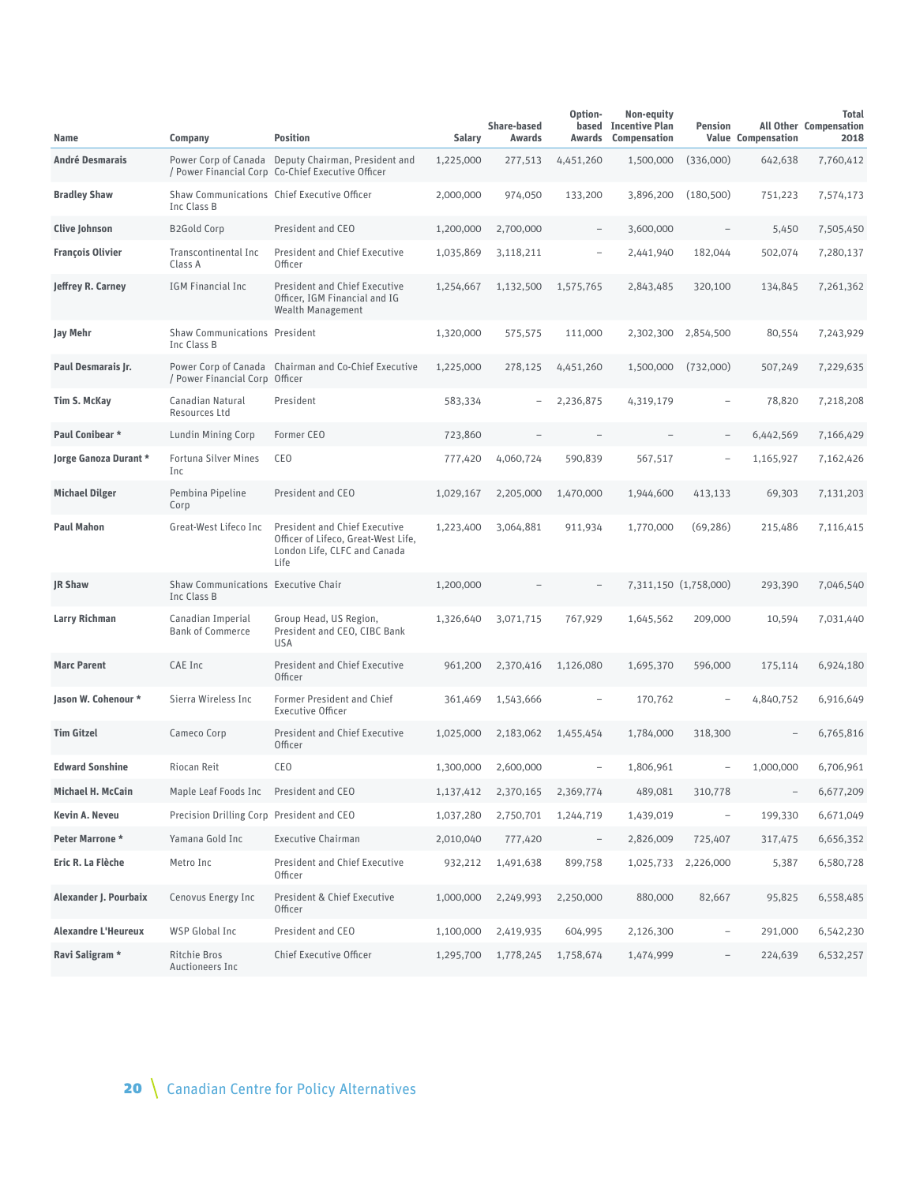| Name | Company | Position | Salary | Share-based Awards | Option-based Awards | Non-equity Incentive Plan Compensation | Pension Value | All Other Compensation | Total Compensation 2018 |
|---|---|---|---|---|---|---|---|---|---|
| **André Desmarais** | Power Corp of Canada / Power Financial Corp | Deputy Chairman, President and Co-Chief Executive Officer | 1,225,000 | 277,513 | 4,451,260 | 1,500,000 | (336,000) | 642,638 | 7,760,412 |
| **Bradley Shaw** | Shaw Communications Inc Class B | Chief Executive Officer | 2,000,000 | 974,050 | 133,200 | 3,896,200 | (180,500) | 751,223 | 7,574,173 |
| **Clive Johnson** | B2Gold Corp | President and CEO | 1,200,000 | 2,700,000 | – | 3,600,000 | – | 5,450 | 7,505,450 |
| **François Olivier** | Transcontinental Inc Class A | President and Chief Executive Officer | 1,035,869 | 3,118,211 | – | 2,441,940 | 182,044 | 502,074 | 7,280,137 |
| **Jeffrey R. Carney** | IGM Financial Inc | President and Chief Executive Officer, IGM Financial and IG Wealth Management | 1,254,667 | 1,132,500 | 1,575,765 | 2,843,485 | 320,100 | 134,845 | 7,261,362 |
| **Jay Mehr** | Shaw Communications Inc Class B | President | 1,320,000 | 575,575 | 111,000 | 2,302,300 | 2,854,500 | 80,554 | 7,243,929 |
| **Paul Desmarais Jr.** | Power Corp of Canada / Power Financial Corp | Chairman and Co-Chief Executive Officer | 1,225,000 | 278,125 | 4,451,260 | 1,500,000 | (732,000) | 507,249 | 7,229,635 |
| **Tim S. McKay** | Canadian Natural Resources Ltd | President | 583,334 | – | 2,236,875 | 4,319,179 | – | 78,820 | 7,218,208 |
| **Paul Conibear \*** | Lundin Mining Corp | Former CEO | 723,860 | – | – | – | – | 6,442,569 | 7,166,429 |
| **Jorge Ganoza Durant \*** | Fortuna Silver Mines Inc | CEO | 777,420 | 4,060,724 | 590,839 | 567,517 | – | 1,165,927 | 7,162,426 |
| **Michael Dilger** | Pembina Pipeline Corp | President and CEO | 1,029,167 | 2,205,000 | 1,470,000 | 1,944,600 | 413,133 | 69,303 | 7,131,203 |
| **Paul Mahon** | Great-West Lifeco Inc | President and Chief Executive Officer of Lifeco, Great-West Life, London Life, CLFC and Canada Life | 1,223,400 | 3,064,881 | 911,934 | 1,770,000 | (69,286) | 215,486 | 7,116,415 |
| **JR Shaw** | Shaw Communications Inc Class B | Executive Chair | 1,200,000 | – | – | 7,311,150 | (1,758,000) | 293,390 | 7,046,540 |
| **Larry Richman** | Canadian Imperial Bank of Commerce | Group Head, US Region, President and CEO, CIBC Bank USA | 1,326,640 | 3,071,715 | 767,929 | 1,645,562 | 209,000 | 10,594 | 7,031,440 |
| **Marc Parent** | CAE Inc | President and Chief Executive Officer | 961,200 | 2,370,416 | 1,126,080 | 1,695,370 | 596,000 | 175,114 | 6,924,180 |
| **Jason W. Cohenour \*** | Sierra Wireless Inc | Former President and Chief Executive Officer | 361,469 | 1,543,666 | – | 170,762 | – | 4,840,752 | 6,916,649 |
| **Tim Gitzel** | Cameco Corp | President and Chief Executive Officer | 1,025,000 | 2,183,062 | 1,455,454 | 1,784,000 | 318,300 | – | 6,765,816 |
| **Edward Sonshine** | Riocan Reit | CEO | 1,300,000 | 2,600,000 | – | 1,806,961 | – | 1,000,000 | 6,706,961 |
| **Michael H. McCain** | Maple Leaf Foods Inc | President and CEO | 1,137,412 | 2,370,165 | 2,369,774 | 489,081 | 310,778 | – | 6,677,209 |
| **Kevin A. Neveu** | Precision Drilling Corp | President and CEO | 1,037,280 | 2,750,701 | 1,244,719 | 1,439,019 | – | 199,330 | 6,671,049 |
| **Peter Marrone \*** | Yamana Gold Inc | Executive Chairman | 2,010,040 | 777,420 | – | 2,826,009 | 725,407 | 317,475 | 6,656,352 |
| **Eric R. La Flèche** | Metro Inc | President and Chief Executive Officer | 932,212 | 1,491,638 | 899,758 | 1,025,733 | 2,226,000 | 5,387 | 6,580,728 |
| **Alexander J. Pourbaix** | Cenovus Energy Inc | President & Chief Executive Officer | 1,000,000 | 2,249,993 | 2,250,000 | 880,000 | 82,667 | 95,825 | 6,558,485 |
| **Alexandre L'Heureux** | WSP Global Inc | President and CEO | 1,100,000 | 2,419,935 | 604,995 | 2,126,300 | – | 291,000 | 6,542,230 |
| **Ravi Saligram \*** | Ritchie Bros Auctioneers Inc | Chief Executive Officer | 1,295,700 | 1,778,245 | 1,758,674 | 1,474,999 | – | 224,639 | 6,532,257 |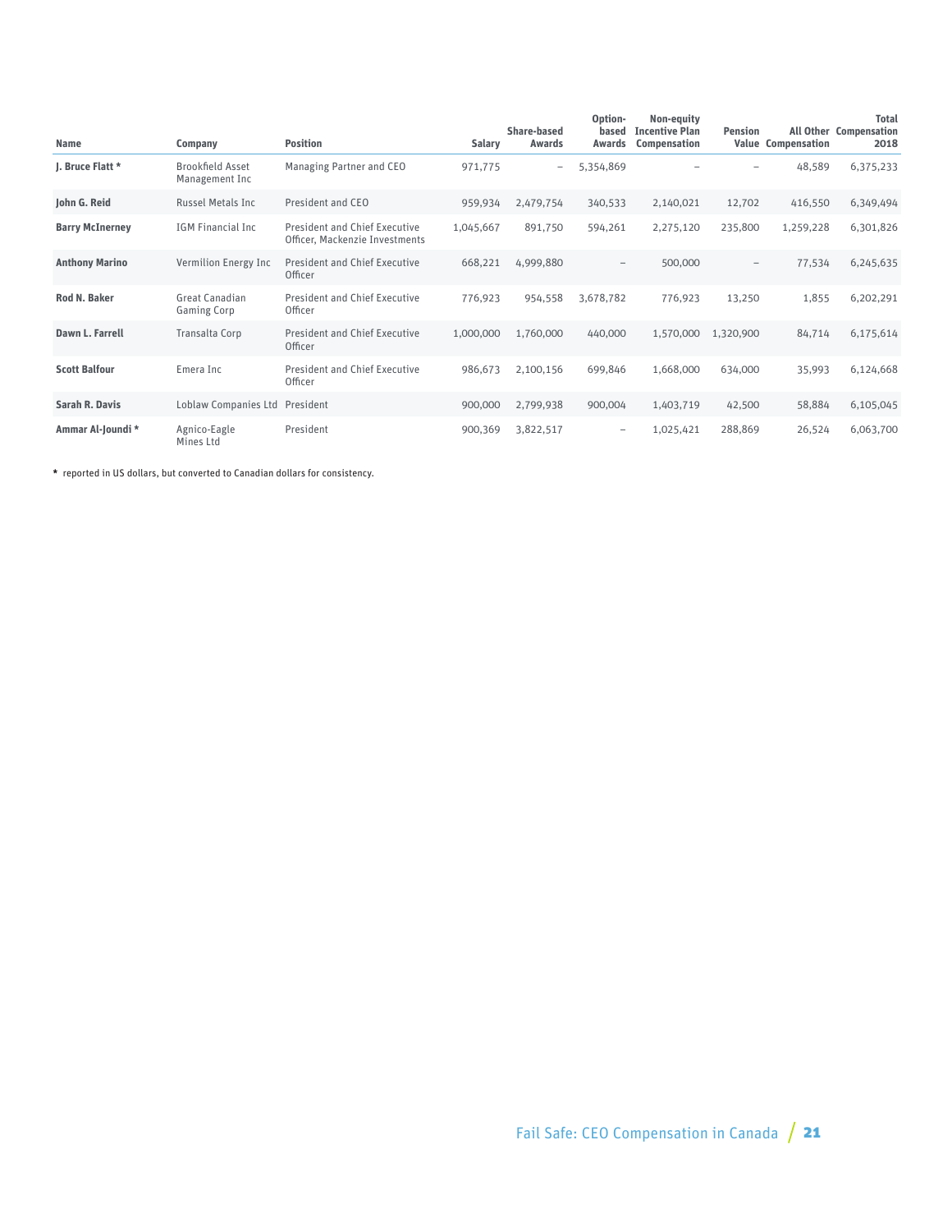| Name | Company | Position | Salary | Share-based Awards | Option-based Awards | Non-equity Incentive Plan Compensation | Pension Value | All Other Compensation | Total Compensation 2018 |
|---|---|---|---|---|---|---|---|---|---|
| **J. Bruce Flatt** * | Brookfield Asset Management Inc | Managing Partner and CEO | 971,775 | – | 5,354,869 | – | – | 48,589 | 6,375,233 |
| **John G. Reid** | Russel Metals Inc | President and CEO | 959,934 | 2,479,754 | 340,533 | 2,140,021 | 12,702 | 416,550 | 6,349,494 |
| **Barry McInerney** | IGM Financial Inc | President and Chief Executive Officer, Mackenzie Investments | 1,045,667 | 891,750 | 594,261 | 2,275,120 | 235,800 | 1,259,228 | 6,301,826 |
| **Anthony Marino** | Vermilion Energy Inc | President and Chief Executive Officer | 668,221 | 4,999,880 | – | 500,000 | – | 77,534 | 6,245,635 |
| **Rod N. Baker** | Great Canadian Gaming Corp | President and Chief Executive Officer | 776,923 | 954,558 | 3,678,782 | 776,923 | 13,250 | 1,855 | 6,202,291 |
| **Dawn L. Farrell** | Transalta Corp | President and Chief Executive Officer | 1,000,000 | 1,760,000 | 440,000 | 1,570,000 | 1,320,900 | 84,714 | 6,175,614 |
| **Scott Balfour** | Emera Inc | President and Chief Executive Officer | 986,673 | 2,100,156 | 699,846 | 1,668,000 | 634,000 | 35,993 | 6,124,668 |
| **Sarah R. Davis** | Loblaw Companies Ltd | President | 900,000 | 2,799,938 | 900,004 | 1,403,719 | 42,500 | 58,884 | 6,105,045 |
| **Ammar Al-Joundi** * | Agnico-Eagle Mines Ltd | President | 900,369 | 3,822,517 | – | 1,025,421 | 288,869 | 26,524 | 6,063,700 |

**\*** reported in US dollars, but converted to Canadian dollars for consistency.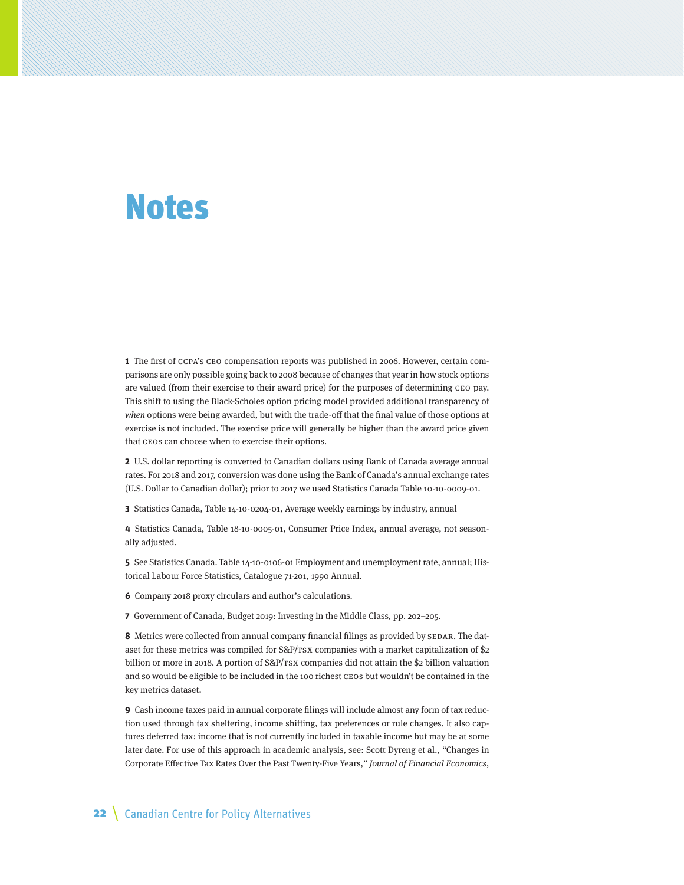# Notes

**1** The first of CCPA's CEO compensation reports was published in 2006. However, certain comparisons are only possible going back to 2008 because of changes that year in how stock options are valued (from their exercise to their award price) for the purposes of determining CEO pay. This shift to using the Black-Scholes option pricing model provided additional transparency of *when* options were being awarded, but with the trade-off that the final value of those options at exercise is not included. The exercise price will generally be higher than the award price given that CEOs can choose when to exercise their options.

**2** U.S. dollar reporting is converted to Canadian dollars using Bank of Canada average annual rates. For 2018 and 2017, conversion was done using the Bank of Canada's annual exchange rates (U.S. Dollar to Canadian dollar); prior to 2017 we used Statistics Canada Table 10-10-0009-01.

**3** Statistics Canada, Table 14-10-0204-01, Average weekly earnings by industry, annual

**4** Statistics Canada, Table 18-10-0005-01, Consumer Price Index, annual average, not seasonally adjusted.

**5** See Statistics Canada. Table 14-10-0106-01 Employment and unemployment rate, annual; Historical Labour Force Statistics, Catalogue 71-201, 1990 Annual.

**6** Company 2018 proxy circulars and author's calculations.

**7** Government of Canada, Budget 2019: Investing in the Middle Class, pp. 202–205.

**8** Metrics were collected from annual company financial filings as provided by SEDAR. The dataset for these metrics was compiled for S&P/TSX companies with a market capitalization of $2 billion or more in 2018. A portion of S&P/TSX companies did not attain the $2 billion valuation and so would be eligible to be included in the 100 richest CEOs but wouldn't be contained in the key metrics dataset.

**9** Cash income taxes paid in annual corporate filings will include almost any form of tax reduction used through tax sheltering, income shifting, tax preferences or rule changes. It also captures deferred tax: income that is not currently included in taxable income but may be at some later date. For use of this approach in academic analysis, see: Scott Dyreng et al., "Changes in Corporate Effective Tax Rates Over the Past Twenty-Five Years," *Journal of Financial Economics*,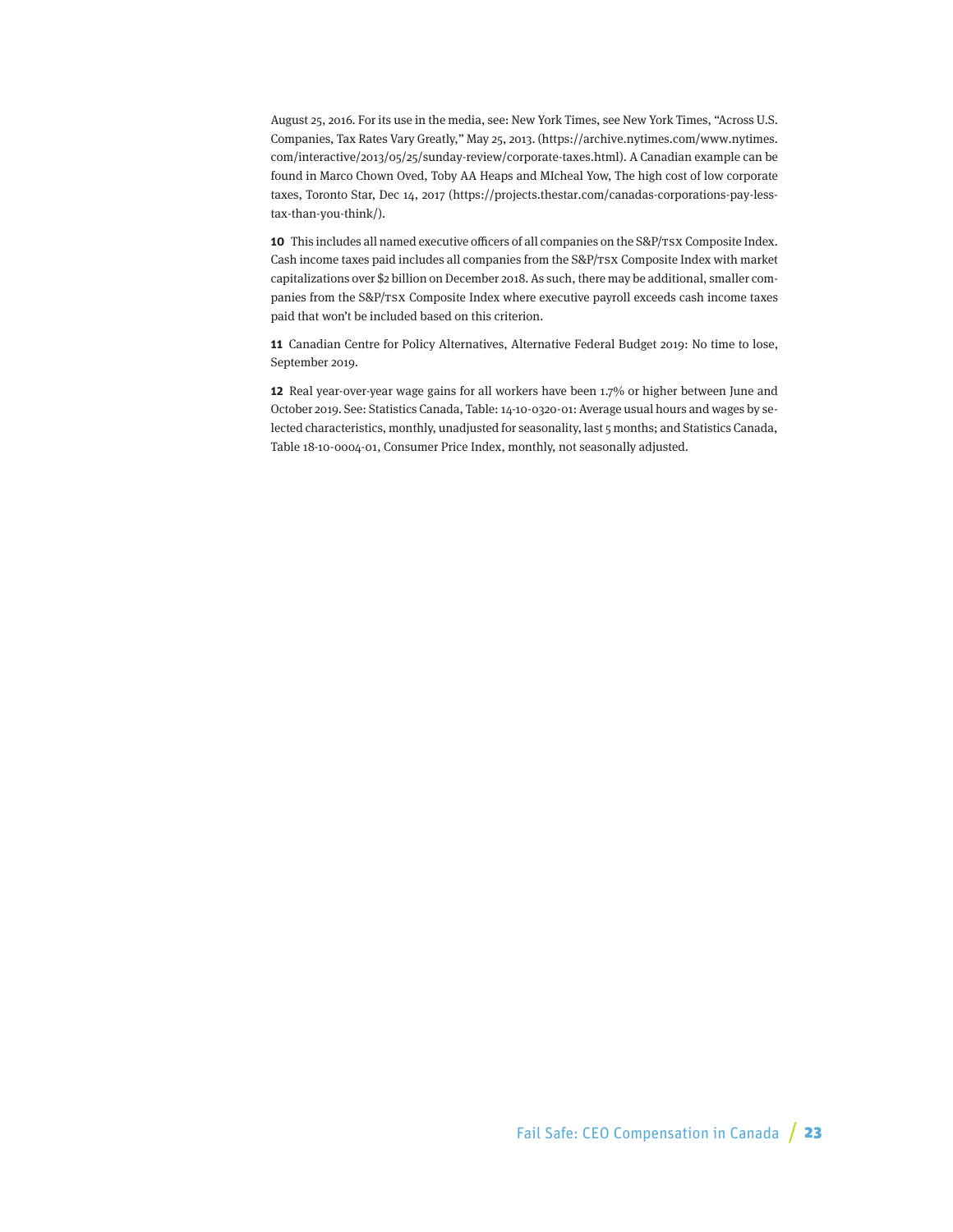August 25, 2016. For its use in the media, see: New York Times, see New York Times, "Across U.S. Companies, Tax Rates Vary Greatly," May 25, 2013. (https://archive.nytimes.com/www.nytimes.com/interactive/2013/05/25/sunday-review/corporate-taxes.html). A Canadian example can be found in Marco Chown Oved, Toby AA Heaps and MIcheal Yow, The high cost of low corporate taxes, Toronto Star, Dec 14, 2017 (https://projects.thestar.com/canadas-corporations-pay-less-tax-than-you-think/).

**10** This includes all named executive officers of all companies on the S&P/TSX Composite Index. Cash income taxes paid includes all companies from the S&P/TSX Composite Index with market capitalizations over $2 billion on December 2018. As such, there may be additional, smaller companies from the S&P/TSX Composite Index where executive payroll exceeds cash income taxes paid that won't be included based on this criterion.

**11** Canadian Centre for Policy Alternatives, Alternative Federal Budget 2019: No time to lose, September 2019.

**12** Real year-over-year wage gains for all workers have been 1.7% or higher between June and October 2019. See: Statistics Canada, Table: 14-10-0320-01: Average usual hours and wages by selected characteristics, monthly, unadjusted for seasonality, last 5 months; and Statistics Canada, Table 18-10-0004-01, Consumer Price Index, monthly, not seasonally adjusted.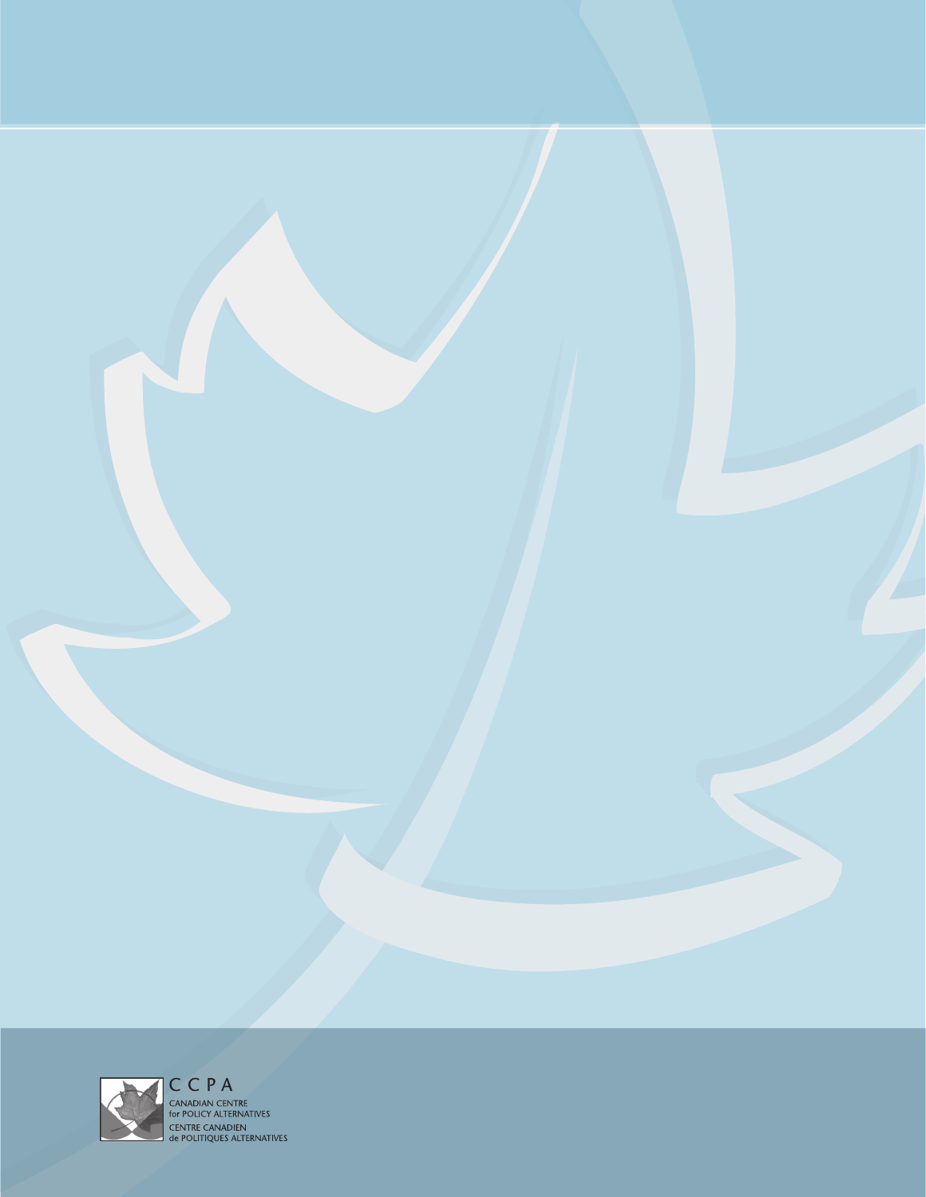CCPA

CANADIAN CENTRE
for POLICY ALTERNATIVES

CENTRE CANADIEN
de POLITIQUES ALTERNATIVES